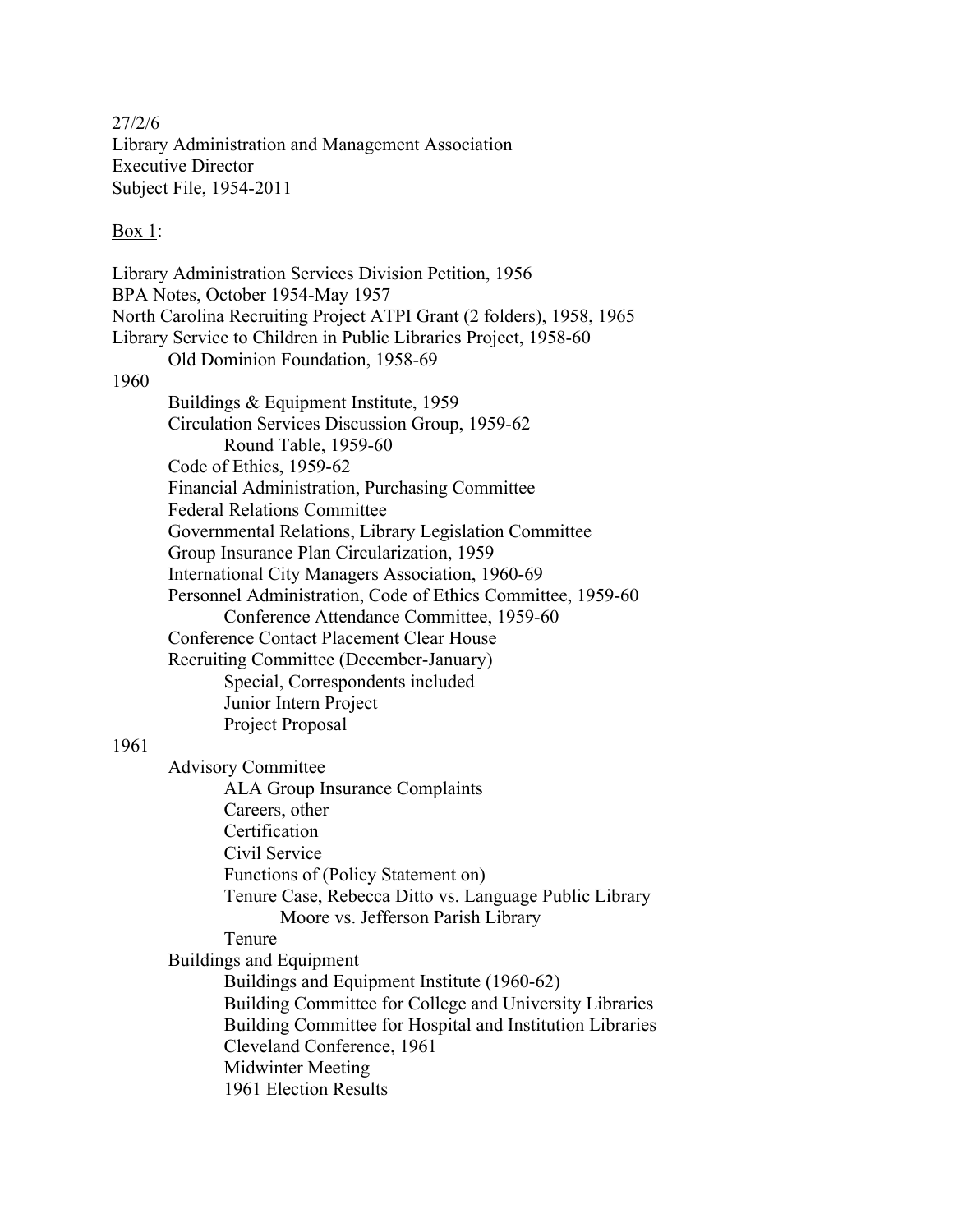27/2/6
Library Administration and Management Association
Executive Director
Subject File, 1954-2011

<u>Box 1</u>:

Library Administration Services Division Petition, 1956
BPA Notes, October 1954-May 1957
North Carolina Recruiting Project ATPI Grant (2 folders), 1958, 1965
Library Service to Children in Public Libraries Project, 1958-60
- Old Dominion Foundation, 1958-69

1960
- Buildings & Equipment Institute, 1959
- Circulation Services Discussion Group, 1959-62
  - Round Table, 1959-60
- Code of Ethics, 1959-62
- Financial Administration, Purchasing Committee
- Federal Relations Committee
- Governmental Relations, Library Legislation Committee
- Group Insurance Plan Circularization, 1959
- International City Managers Association, 1960-69
- Personnel Administration, Code of Ethics Committee, 1959-60
  - Conference Attendance Committee, 1959-60
- Conference Contact Placement Clear House
- Recruiting Committee (December-January)
  - Special, Correspondents included
  - Junior Intern Project
  - Project Proposal

1961
- Advisory Committee
  - ALA Group Insurance Complaints
  - Careers, other
  - Certification
  - Civil Service
  - Functions of (Policy Statement on)
  - Tenure Case, Rebecca Ditto vs. Language Public Library
    - Moore vs. Jefferson Parish Library
  - Tenure
- Buildings and Equipment
  - Buildings and Equipment Institute (1960-62)
  - Building Committee for College and University Libraries
  - Building Committee for Hospital and Institution Libraries
  - Cleveland Conference, 1961
  - Midwinter Meeting
  - 1961 Election Results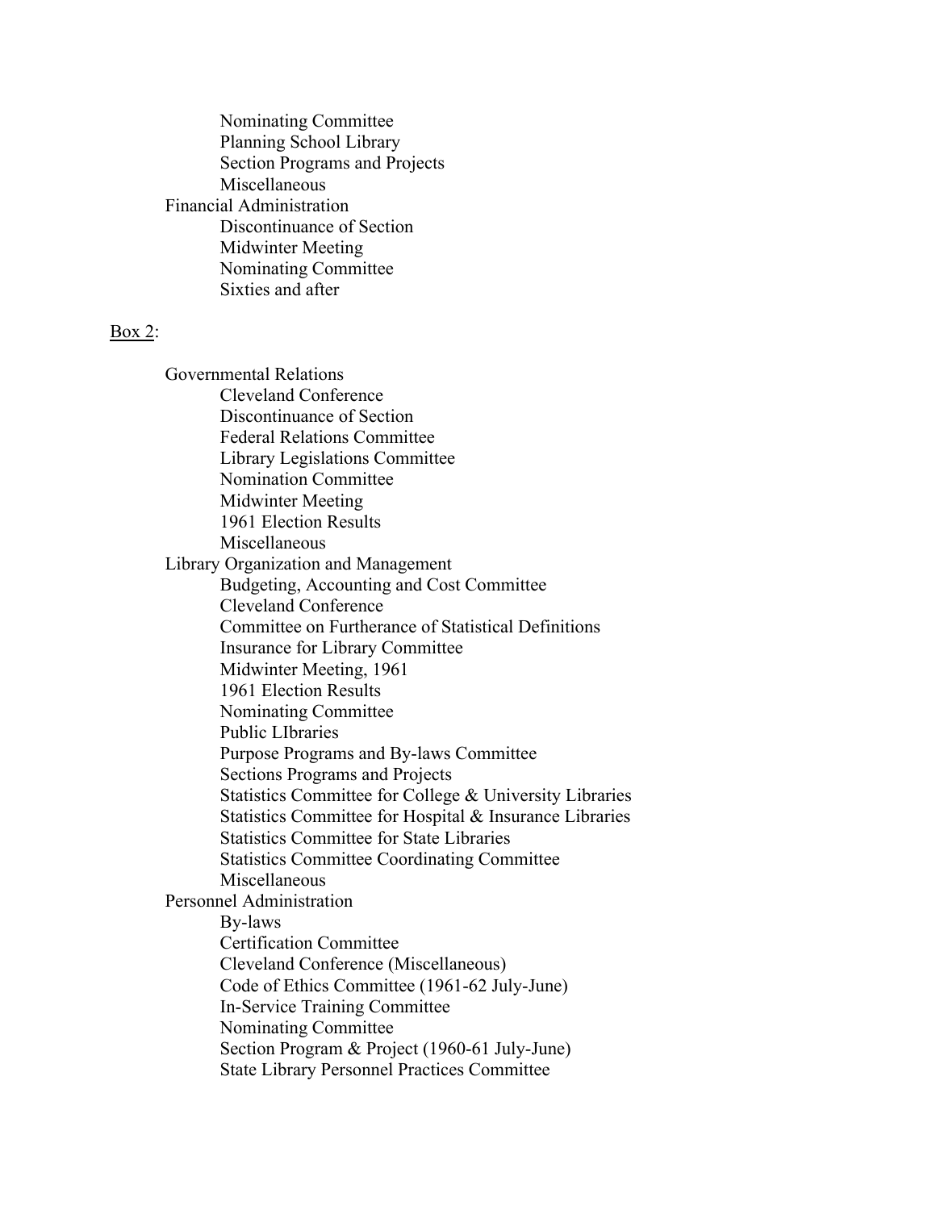- Nominating Committee
- Planning School Library
- Section Programs and Projects
- Miscellaneous

Financial Administration

- Discontinuance of Section
- Midwinter Meeting
- Nominating Committee
- Sixties and after

<u>Box 2</u>:

Governmental Relations

- Cleveland Conference
- Discontinuance of Section
- Federal Relations Committee
- Library Legislations Committee
- Nomination Committee
- Midwinter Meeting
- 1961 Election Results
- Miscellaneous

Library Organization and Management

- Budgeting, Accounting and Cost Committee
- Cleveland Conference
- Committee on Furtherance of Statistical Definitions
- Insurance for Library Committee
- Midwinter Meeting, 1961
- 1961 Election Results
- Nominating Committee
- Public LIbraries
- Purpose Programs and By-laws Committee
- Sections Programs and Projects
- Statistics Committee for College & University Libraries
- Statistics Committee for Hospital & Insurance Libraries
- Statistics Committee for State Libraries
- Statistics Committee Coordinating Committee
- Miscellaneous

Personnel Administration

- By-laws
- Certification Committee
- Cleveland Conference (Miscellaneous)
- Code of Ethics Committee (1961-62 July-June)
- In-Service Training Committee
- Nominating Committee
- Section Program & Project (1960-61 July-June)
- State Library Personnel Practices Committee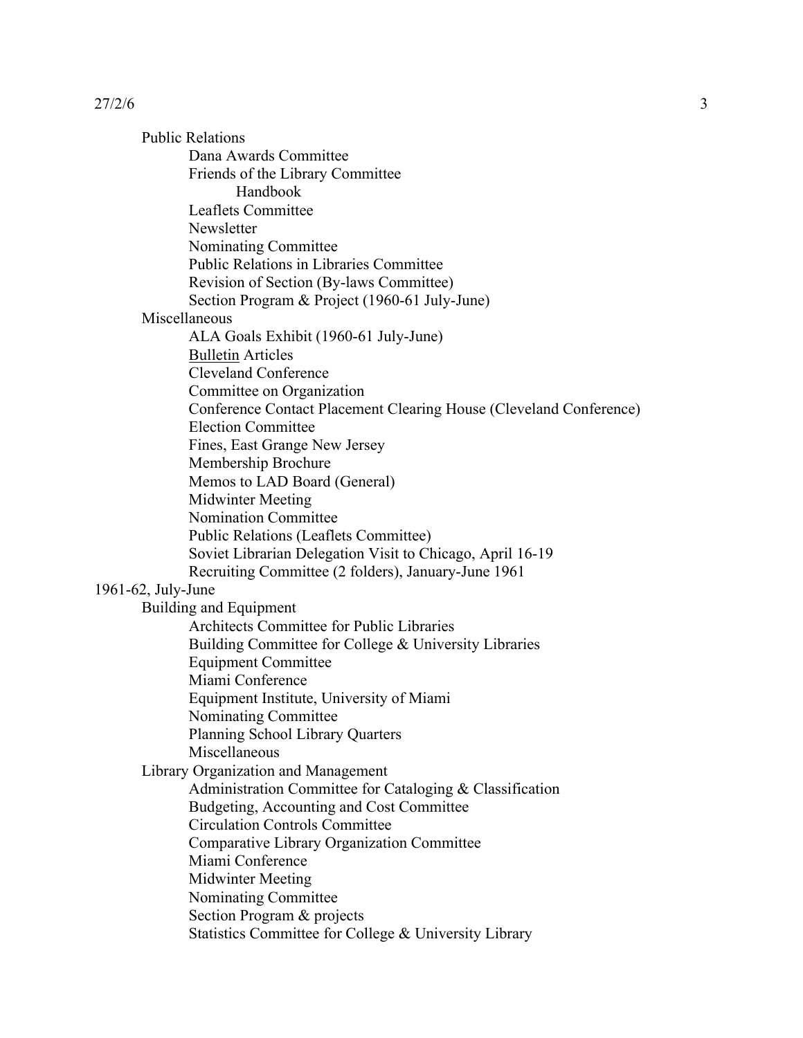- Public Relations
  - Dana Awards Committee
  - Friends of the Library Committee
    - Handbook
  - Leaflets Committee
  - Newsletter
  - Nominating Committee
  - Public Relations in Libraries Committee
  - Revision of Section (By-laws Committee)
  - Section Program & Project (1960-61 July-June)
- Miscellaneous
  - ALA Goals Exhibit (1960-61 July-June)
  - <u>Bulletin</u> Articles
  - Cleveland Conference
  - Committee on Organization
  - Conference Contact Placement Clearing House (Cleveland Conference)
  - Election Committee
  - Fines, East Grange New Jersey
  - Membership Brochure
  - Memos to LAD Board (General)
  - Midwinter Meeting
  - Nomination Committee
  - Public Relations (Leaflets Committee)
  - Soviet Librarian Delegation Visit to Chicago, April 16-19
  - Recruiting Committee (2 folders), January-June 1961

1961-62, July-June

- Building and Equipment
  - Architects Committee for Public Libraries
  - Building Committee for College & University Libraries
  - Equipment Committee
  - Miami Conference
  - Equipment Institute, University of Miami
  - Nominating Committee
  - Planning School Library Quarters
  - Miscellaneous
- Library Organization and Management
  - Administration Committee for Cataloging & Classification
  - Budgeting, Accounting and Cost Committee
  - Circulation Controls Committee
  - Comparative Library Organization Committee
  - Miami Conference
  - Midwinter Meeting
  - Nominating Committee
  - Section Program & projects
  - Statistics Committee for College & University Library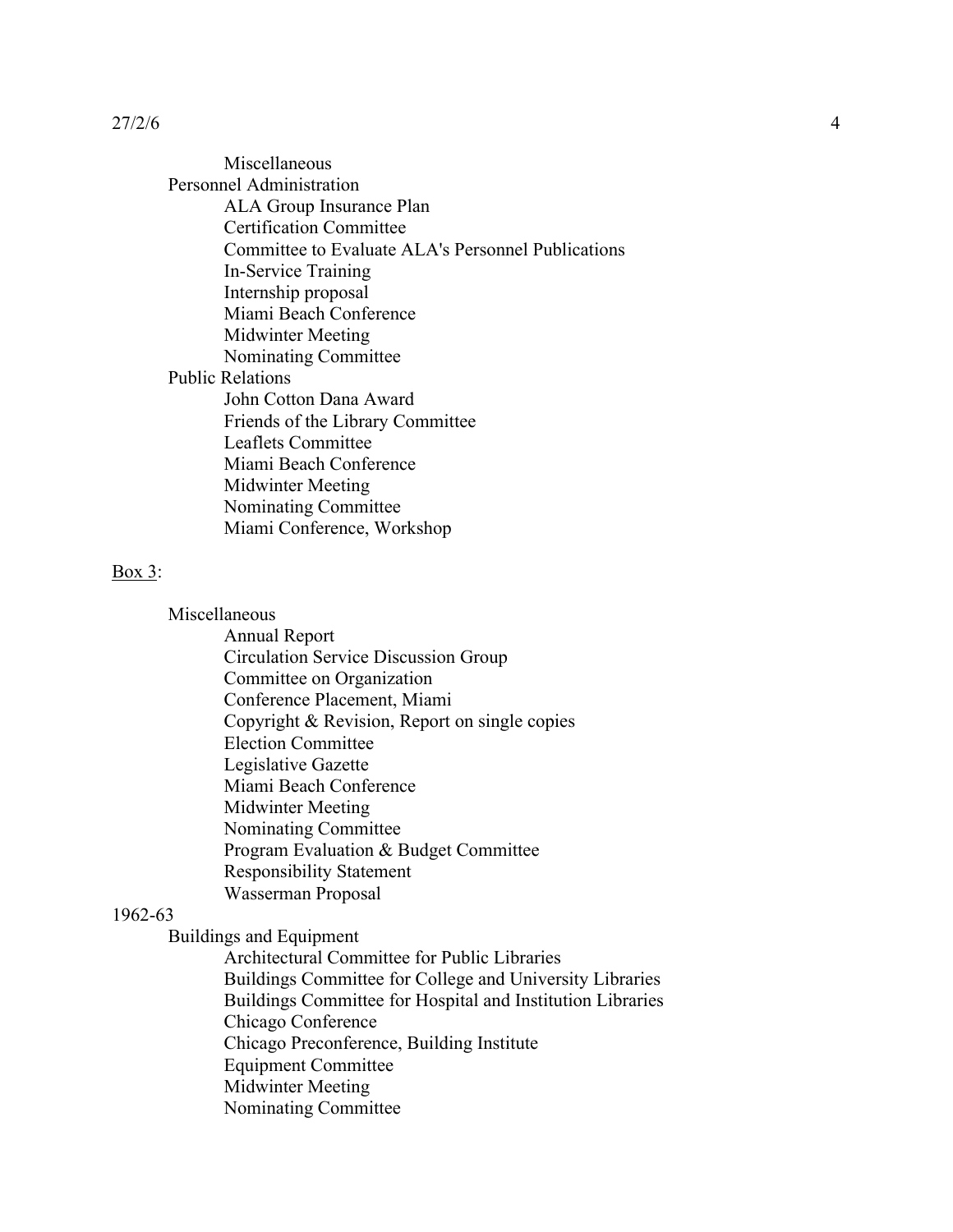Miscellaneous

Personnel Administration

- ALA Group Insurance Plan
- Certification Committee
- Committee to Evaluate ALA's Personnel Publications
- In-Service Training
- Internship proposal
- Miami Beach Conference
- Midwinter Meeting
- Nominating Committee

Public Relations

- John Cotton Dana Award
- Friends of the Library Committee
- Leaflets Committee
- Miami Beach Conference
- Midwinter Meeting
- Nominating Committee
- Miami Conference, Workshop

<u>Box 3</u>:

Miscellaneous

- Annual Report
- Circulation Service Discussion Group
- Committee on Organization
- Conference Placement, Miami
- Copyright & Revision, Report on single copies
- Election Committee
- Legislative Gazette
- Miami Beach Conference
- Midwinter Meeting
- Nominating Committee
- Program Evaluation & Budget Committee
- Responsibility Statement
- Wasserman Proposal

1962-63

Buildings and Equipment

- Architectural Committee for Public Libraries
- Buildings Committee for College and University Libraries
- Buildings Committee for Hospital and Institution Libraries
- Chicago Conference
- Chicago Preconference, Building Institute
- Equipment Committee
- Midwinter Meeting
- Nominating Committee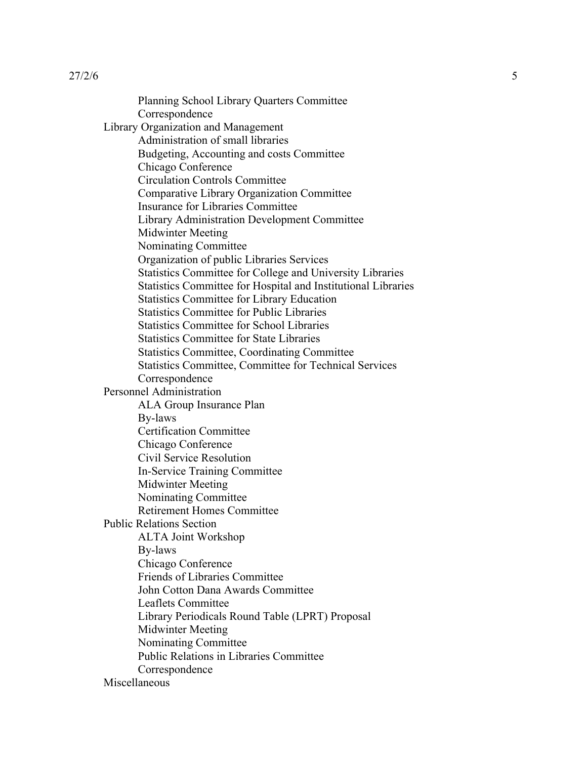- Planning School Library Quarters Committee
- Correspondence

Library Organization and Management

- Administration of small libraries
- Budgeting, Accounting and costs Committee
- Chicago Conference
- Circulation Controls Committee
- Comparative Library Organization Committee
- Insurance for Libraries Committee
- Library Administration Development Committee
- Midwinter Meeting
- Nominating Committee
- Organization of public Libraries Services
- Statistics Committee for College and University Libraries
- Statistics Committee for Hospital and Institutional Libraries
- Statistics Committee for Library Education
- Statistics Committee for Public Libraries
- Statistics Committee for School Libraries
- Statistics Committee for State Libraries
- Statistics Committee, Coordinating Committee
- Statistics Committee, Committee for Technical Services
- Correspondence

Personnel Administration

- ALA Group Insurance Plan
- By-laws
- Certification Committee
- Chicago Conference
- Civil Service Resolution
- In-Service Training Committee
- Midwinter Meeting
- Nominating Committee
- Retirement Homes Committee

Public Relations Section

- ALTA Joint Workshop
- By-laws
- Chicago Conference
- Friends of Libraries Committee
- John Cotton Dana Awards Committee
- Leaflets Committee
- Library Periodicals Round Table (LPRT) Proposal
- Midwinter Meeting
- Nominating Committee
- Public Relations in Libraries Committee
- Correspondence

Miscellaneous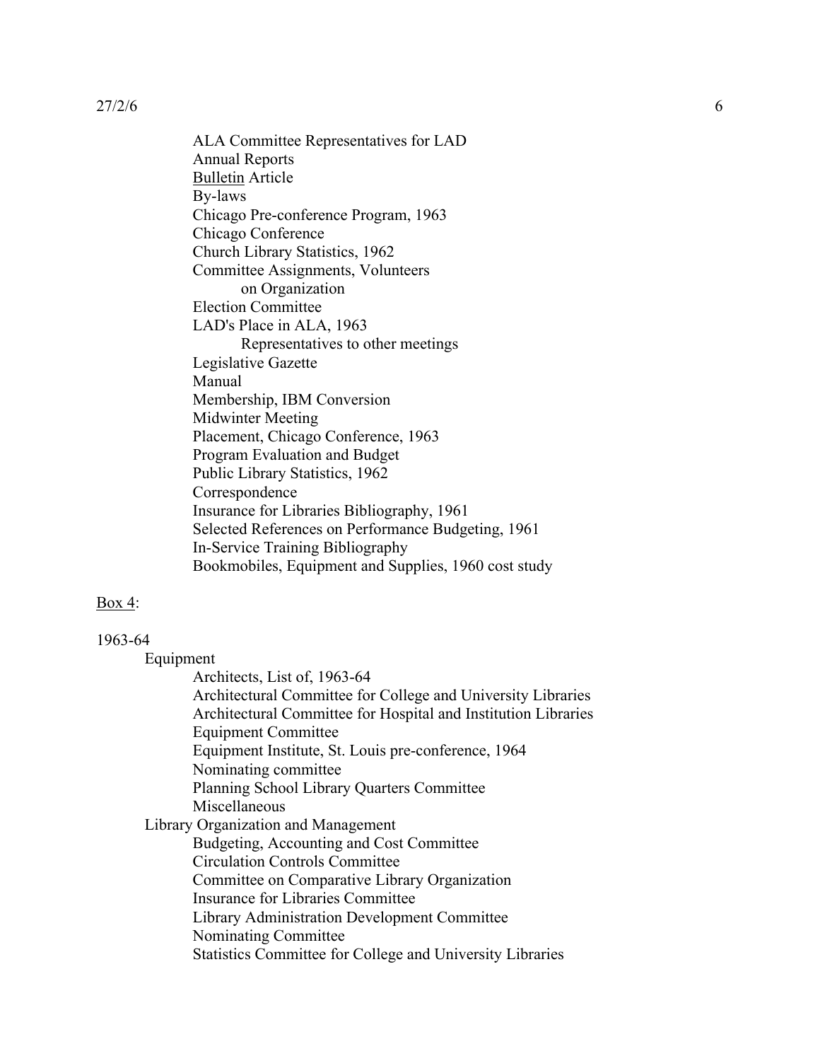27/2/6

- ALA Committee Representatives for LAD
- Annual Reports
- <u>Bulletin</u> Article
- By-laws
- Chicago Pre-conference Program, 1963
- Chicago Conference
- Church Library Statistics, 1962
- Committee Assignments, Volunteers
  - on Organization
- Election Committee
- LAD's Place in ALA, 1963
  - Representatives to other meetings
- Legislative Gazette
- Manual
- Membership, IBM Conversion
- Midwinter Meeting
- Placement, Chicago Conference, 1963
- Program Evaluation and Budget
- Public Library Statistics, 1962
- Correspondence
- Insurance for Libraries Bibliography, 1961
- Selected References on Performance Budgeting, 1961
- In-Service Training Bibliography
- Bookmobiles, Equipment and Supplies, 1960 cost study

<u>Box 4</u>:

1963-64

- Equipment
  - Architects, List of, 1963-64
  - Architectural Committee for College and University Libraries
  - Architectural Committee for Hospital and Institution Libraries
  - Equipment Committee
  - Equipment Institute, St. Louis pre-conference, 1964
  - Nominating committee
  - Planning School Library Quarters Committee
  - Miscellaneous
- Library Organization and Management
  - Budgeting, Accounting and Cost Committee
  - Circulation Controls Committee
  - Committee on Comparative Library Organization
  - Insurance for Libraries Committee
  - Library Administration Development Committee
  - Nominating Committee
  - Statistics Committee for College and University Libraries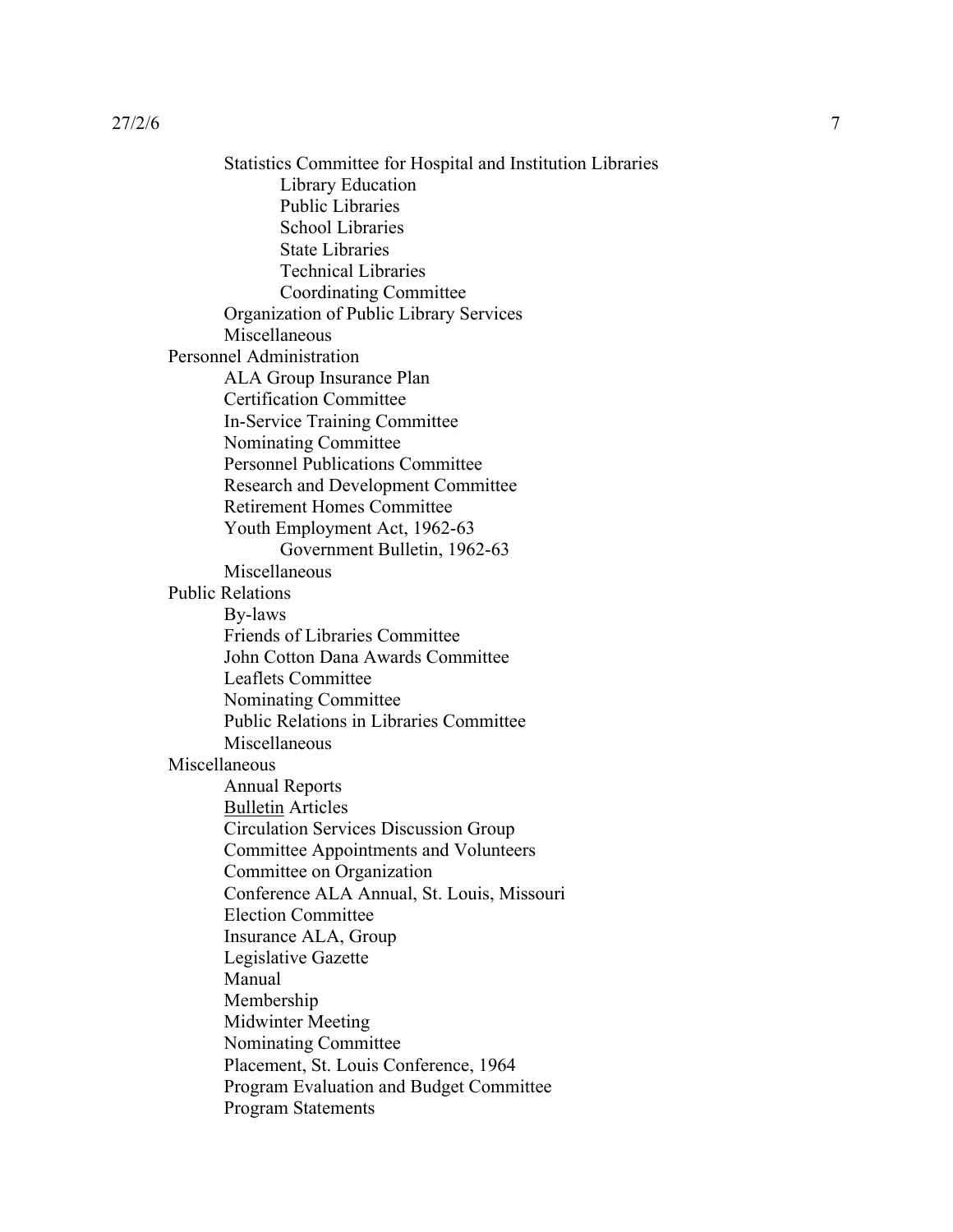- Statistics Committee for Hospital and Institution Libraries
    - Library Education
    - Public Libraries
    - School Libraries
    - State Libraries
    - Technical Libraries
    - Coordinating Committee
- Organization of Public Library Services
- Miscellaneous

Personnel Administration

- ALA Group Insurance Plan
- Certification Committee
- In-Service Training Committee
- Nominating Committee
- Personnel Publications Committee
- Research and Development Committee
- Retirement Homes Committee
- Youth Employment Act, 1962-63
    - Government Bulletin, 1962-63
- Miscellaneous

Public Relations

- By-laws
- Friends of Libraries Committee
- John Cotton Dana Awards Committee
- Leaflets Committee
- Nominating Committee
- Public Relations in Libraries Committee
- Miscellaneous

Miscellaneous

- Annual Reports
- Bulletin Articles
- Circulation Services Discussion Group
- Committee Appointments and Volunteers
- Committee on Organization
- Conference ALA Annual, St. Louis, Missouri
- Election Committee
- Insurance ALA, Group
- Legislative Gazette
- Manual
- Membership
- Midwinter Meeting
- Nominating Committee
- Placement, St. Louis Conference, 1964
- Program Evaluation and Budget Committee
- Program Statements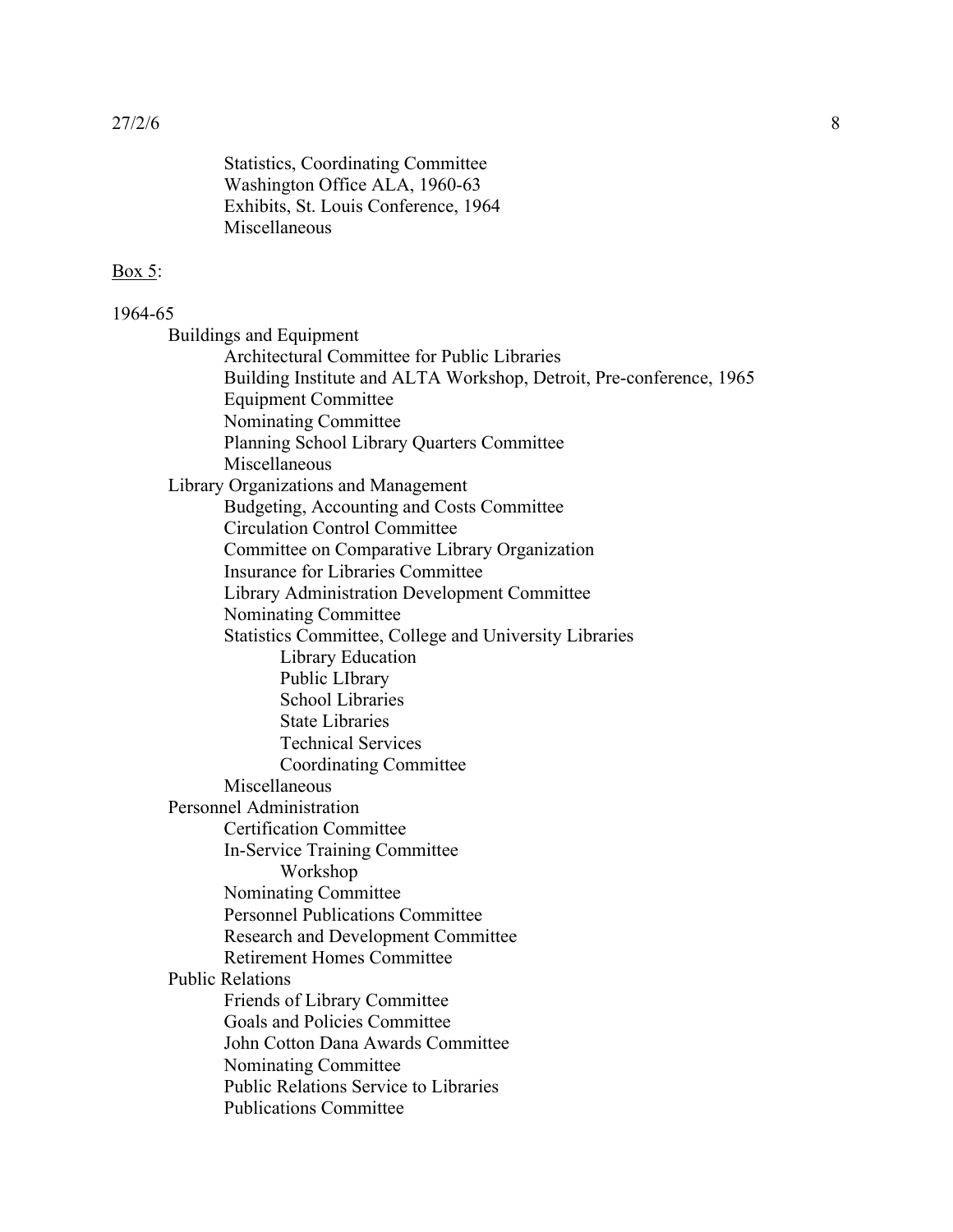Statistics, Coordinating Committee
Washington Office ALA, 1960-63
Exhibits, St. Louis Conference, 1964
Miscellaneous

<u>Box 5</u>:

1964-65

- Buildings and Equipment
  - Architectural Committee for Public Libraries
  - Building Institute and ALTA Workshop, Detroit, Pre-conference, 1965
  - Equipment Committee
  - Nominating Committee
  - Planning School Library Quarters Committee
  - Miscellaneous
- Library Organizations and Management
  - Budgeting, Accounting and Costs Committee
  - Circulation Control Committee
  - Committee on Comparative Library Organization
  - Insurance for Libraries Committee
  - Library Administration Development Committee
  - Nominating Committee
  - Statistics Committee, College and University Libraries
    - Library Education
    - Public LIbrary
    - School Libraries
    - State Libraries
    - Technical Services
    - Coordinating Committee
  - Miscellaneous
- Personnel Administration
  - Certification Committee
  - In-Service Training Committee
    - Workshop
  - Nominating Committee
  - Personnel Publications Committee
  - Research and Development Committee
  - Retirement Homes Committee
- Public Relations
  - Friends of Library Committee
  - Goals and Policies Committee
  - John Cotton Dana Awards Committee
  - Nominating Committee
  - Public Relations Service to Libraries
  - Publications Committee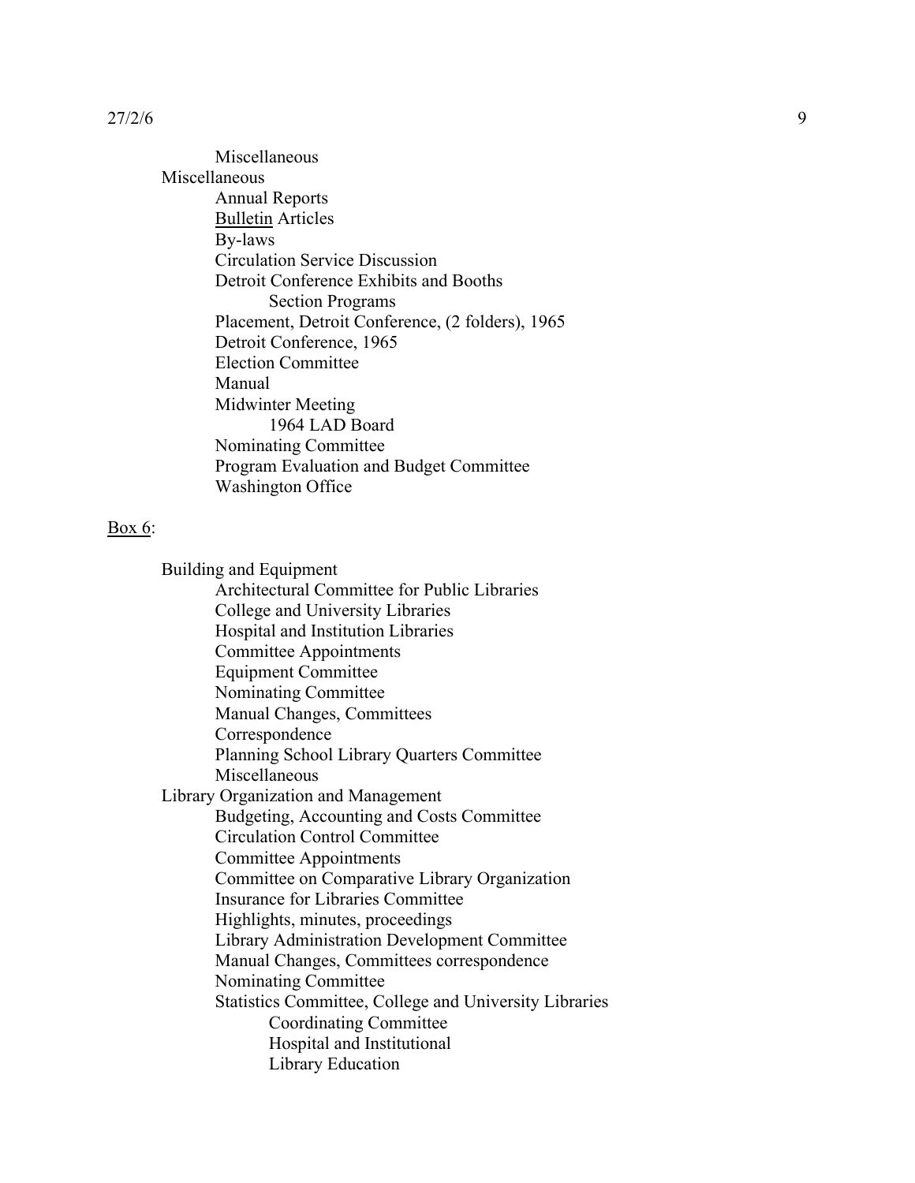- Miscellaneous
- Miscellaneous
    - Annual Reports
    - Bulletin Articles
    - By-laws
    - Circulation Service Discussion
    - Detroit Conference Exhibits and Booths
        - Section Programs
    - Placement, Detroit Conference, (2 folders), 1965
    - Detroit Conference, 1965
    - Election Committee
    - Manual
    - Midwinter Meeting
        - 1964 LAD Board
    - Nominating Committee
    - Program Evaluation and Budget Committee
    - Washington Office

Box 6:

- Building and Equipment
    - Architectural Committee for Public Libraries
    - College and University Libraries
    - Hospital and Institution Libraries
    - Committee Appointments
    - Equipment Committee
    - Nominating Committee
    - Manual Changes, Committees
    - Correspondence
    - Planning School Library Quarters Committee
    - Miscellaneous
- Library Organization and Management
    - Budgeting, Accounting and Costs Committee
    - Circulation Control Committee
    - Committee Appointments
    - Committee on Comparative Library Organization
    - Insurance for Libraries Committee
    - Highlights, minutes, proceedings
    - Library Administration Development Committee
    - Manual Changes, Committees correspondence
    - Nominating Committee
    - Statistics Committee, College and University Libraries
        - Coordinating Committee
        - Hospital and Institutional
        - Library Education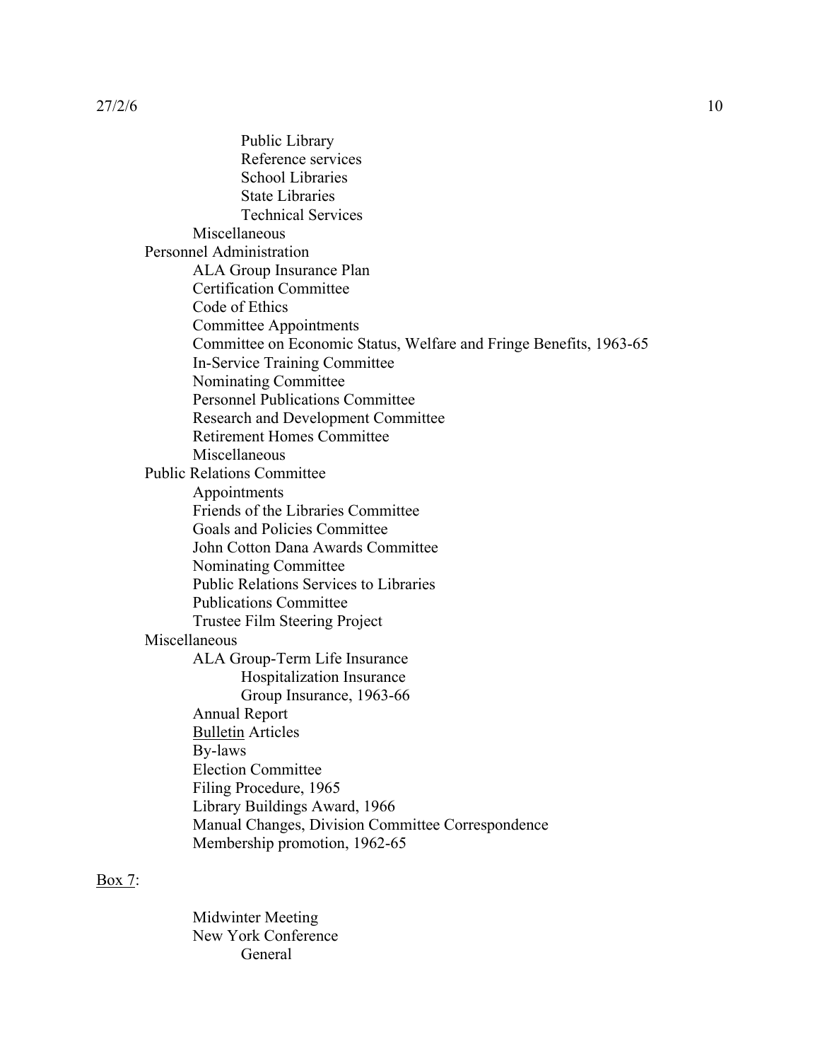- Public Library
            - Reference services
            - School Libraries
            - State Libraries
            - Technical Services
        - Miscellaneous
    - Personnel Administration
        - ALA Group Insurance Plan
        - Certification Committee
        - Code of Ethics
        - Committee Appointments
        - Committee on Economic Status, Welfare and Fringe Benefits, 1963-65
        - In-Service Training Committee
        - Nominating Committee
        - Personnel Publications Committee
        - Research and Development Committee
        - Retirement Homes Committee
        - Miscellaneous
    - Public Relations Committee
        - Appointments
        - Friends of the Libraries Committee
        - Goals and Policies Committee
        - John Cotton Dana Awards Committee
        - Nominating Committee
        - Public Relations Services to Libraries
        - Publications Committee
        - Trustee Film Steering Project
    - Miscellaneous
        - ALA Group-Term Life Insurance
            - Hospitalization Insurance
            - Group Insurance, 1963-66
        - Annual Report
        - <u>Bulletin</u> Articles
        - By-laws
        - Election Committee
        - Filing Procedure, 1965
        - Library Buildings Award, 1966
        - Manual Changes, Division Committee Correspondence
        - Membership promotion, 1962-65

<u>Box 7</u>:

- Midwinter Meeting
- New York Conference
    - General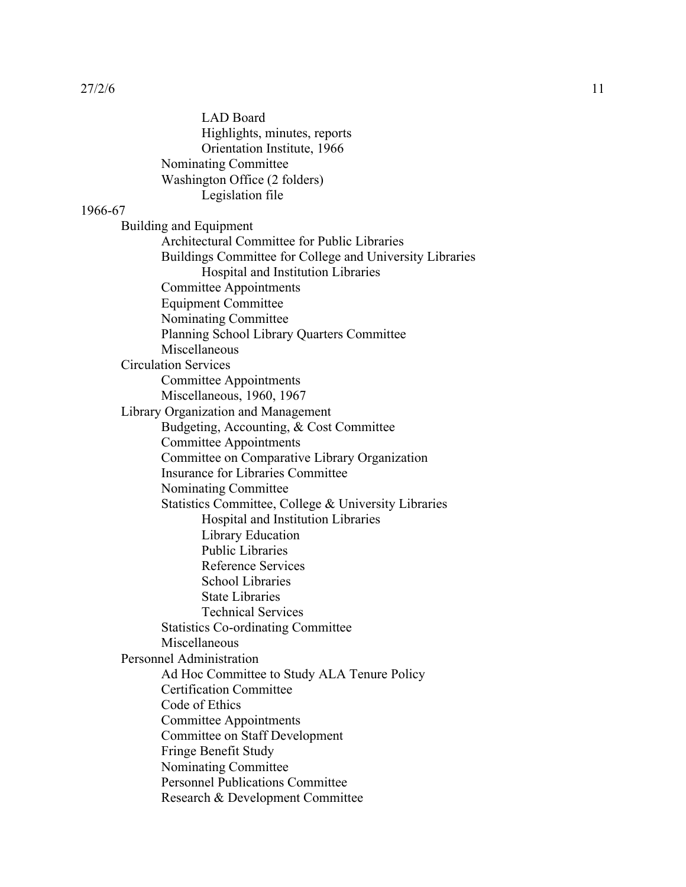- LAD Board
  - Highlights, minutes, reports
  - Orientation Institute, 1966
- Nominating Committee
- Washington Office (2 folders)
  - Legislation file

1966-67

- Building and Equipment
  - Architectural Committee for Public Libraries
  - Buildings Committee for College and University Libraries
    - Hospital and Institution Libraries
  - Committee Appointments
  - Equipment Committee
  - Nominating Committee
  - Planning School Library Quarters Committee
  - Miscellaneous
- Circulation Services
  - Committee Appointments
  - Miscellaneous, 1960, 1967
- Library Organization and Management
  - Budgeting, Accounting, & Cost Committee
  - Committee Appointments
  - Committee on Comparative Library Organization
  - Insurance for Libraries Committee
  - Nominating Committee
  - Statistics Committee, College & University Libraries
    - Hospital and Institution Libraries
    - Library Education
    - Public Libraries
    - Reference Services
    - School Libraries
    - State Libraries
    - Technical Services
  - Statistics Co-ordinating Committee
  - Miscellaneous
- Personnel Administration
  - Ad Hoc Committee to Study ALA Tenure Policy
  - Certification Committee
  - Code of Ethics
  - Committee Appointments
  - Committee on Staff Development
  - Fringe Benefit Study
  - Nominating Committee
  - Personnel Publications Committee
  - Research & Development Committee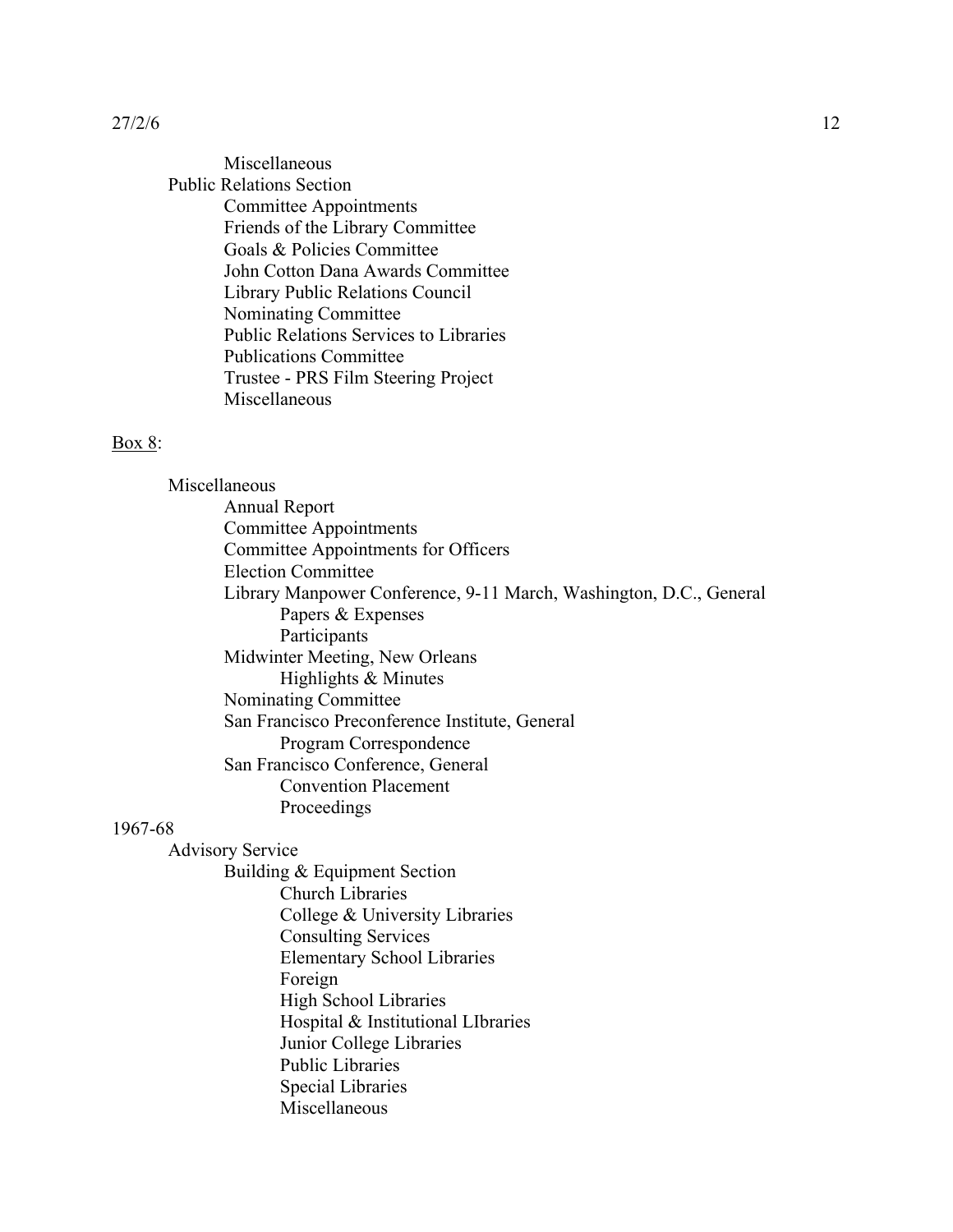- Miscellaneous
- Public Relations Section
  - Committee Appointments
  - Friends of the Library Committee
  - Goals & Policies Committee
  - John Cotton Dana Awards Committee
  - Library Public Relations Council
  - Nominating Committee
  - Public Relations Services to Libraries
  - Publications Committee
  - Trustee - PRS Film Steering Project
  - Miscellaneous

<u>Box 8</u>:

- Miscellaneous
  - Annual Report
  - Committee Appointments
  - Committee Appointments for Officers
  - Election Committee
  - Library Manpower Conference, 9-11 March, Washington, D.C., General
    - Papers & Expenses
    - Participants
  - Midwinter Meeting, New Orleans
    - Highlights & Minutes
  - Nominating Committee
  - San Francisco Preconference Institute, General
    - Program Correspondence
  - San Francisco Conference, General
    - Convention Placement
    - Proceedings

1967-68

- Advisory Service
  - Building & Equipment Section
    - Church Libraries
    - College & University Libraries
    - Consulting Services
    - Elementary School Libraries
    - Foreign
    - High School Libraries
    - Hospital & Institutional LIbraries
    - Junior College Libraries
    - Public Libraries
    - Special Libraries
    - Miscellaneous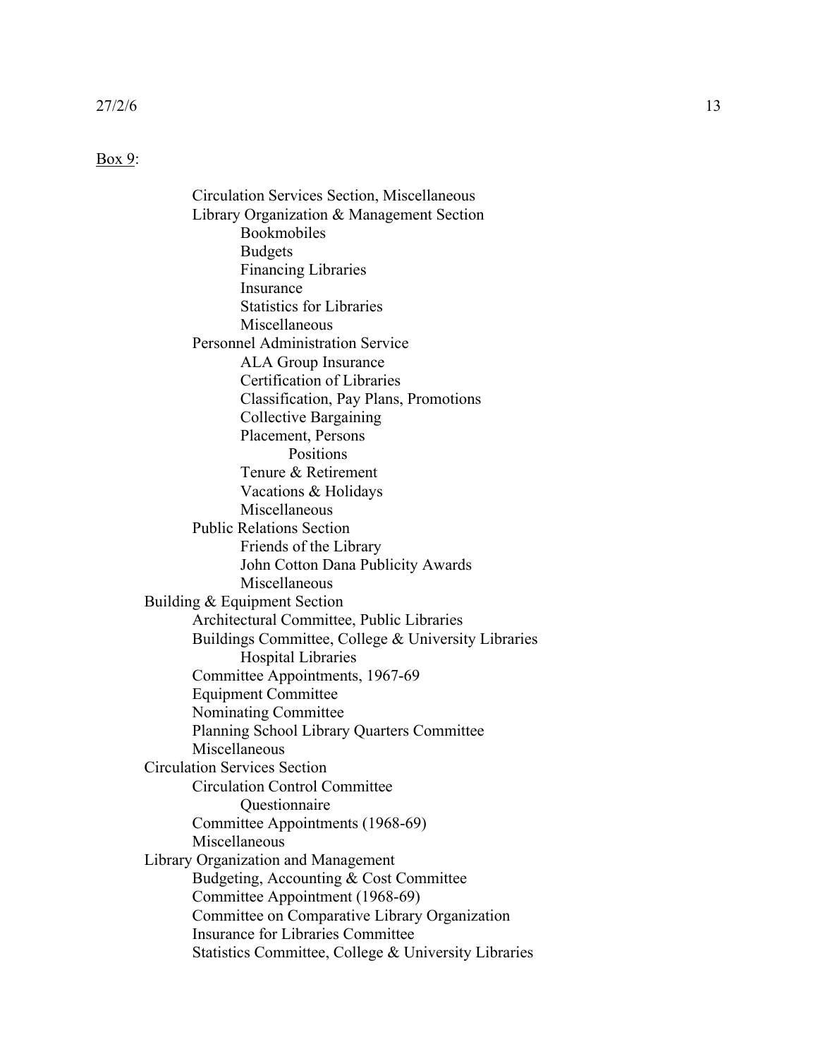<u>Box 9</u>:

- Circulation Services Section, Miscellaneous
- Library Organization & Management Section
  - Bookmobiles
  - Budgets
  - Financing Libraries
  - Insurance
  - Statistics for Libraries
  - Miscellaneous
- Personnel Administration Service
  - ALA Group Insurance
  - Certification of Libraries
  - Classification, Pay Plans, Promotions
  - Collective Bargaining
  - Placement, Persons
    - Positions
  - Tenure & Retirement
  - Vacations & Holidays
  - Miscellaneous
- Public Relations Section
  - Friends of the Library
  - John Cotton Dana Publicity Awards
  - Miscellaneous

Building & Equipment Section
- Architectural Committee, Public Libraries
- Buildings Committee, College & University Libraries
  - Hospital Libraries
- Committee Appointments, 1967-69
- Equipment Committee
- Nominating Committee
- Planning School Library Quarters Committee
- Miscellaneous

Circulation Services Section
- Circulation Control Committee
  - Questionnaire
- Committee Appointments (1968-69)
- Miscellaneous

Library Organization and Management
- Budgeting, Accounting & Cost Committee
- Committee Appointment (1968-69)
- Committee on Comparative Library Organization
- Insurance for Libraries Committee
- Statistics Committee, College & University Libraries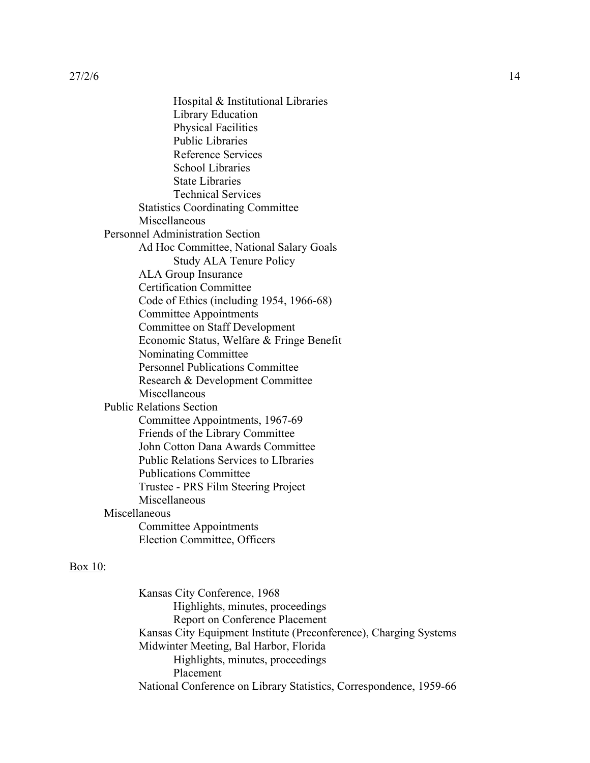- Hospital & Institutional Libraries
    - Library Education
    - Physical Facilities
    - Public Libraries
    - Reference Services
    - School Libraries
    - State Libraries
    - Technical Services
  - Statistics Coordinating Committee
  - Miscellaneous
- Personnel Administration Section
  - Ad Hoc Committee, National Salary Goals
    - Study ALA Tenure Policy
  - ALA Group Insurance
  - Certification Committee
  - Code of Ethics (including 1954, 1966-68)
  - Committee Appointments
  - Committee on Staff Development
  - Economic Status, Welfare & Fringe Benefit
  - Nominating Committee
  - Personnel Publications Committee
  - Research & Development Committee
  - Miscellaneous
- Public Relations Section
  - Committee Appointments, 1967-69
  - Friends of the Library Committee
  - John Cotton Dana Awards Committee
  - Public Relations Services to LIbraries
  - Publications Committee
  - Trustee - PRS Film Steering Project
  - Miscellaneous
- Miscellaneous
  - Committee Appointments
  - Election Committee, Officers

Box 10:

- Kansas City Conference, 1968
  - Highlights, minutes, proceedings
  - Report on Conference Placement
- Kansas City Equipment Institute (Preconference), Charging Systems
- Midwinter Meeting, Bal Harbor, Florida
  - Highlights, minutes, proceedings
  - Placement
- National Conference on Library Statistics, Correspondence, 1959-66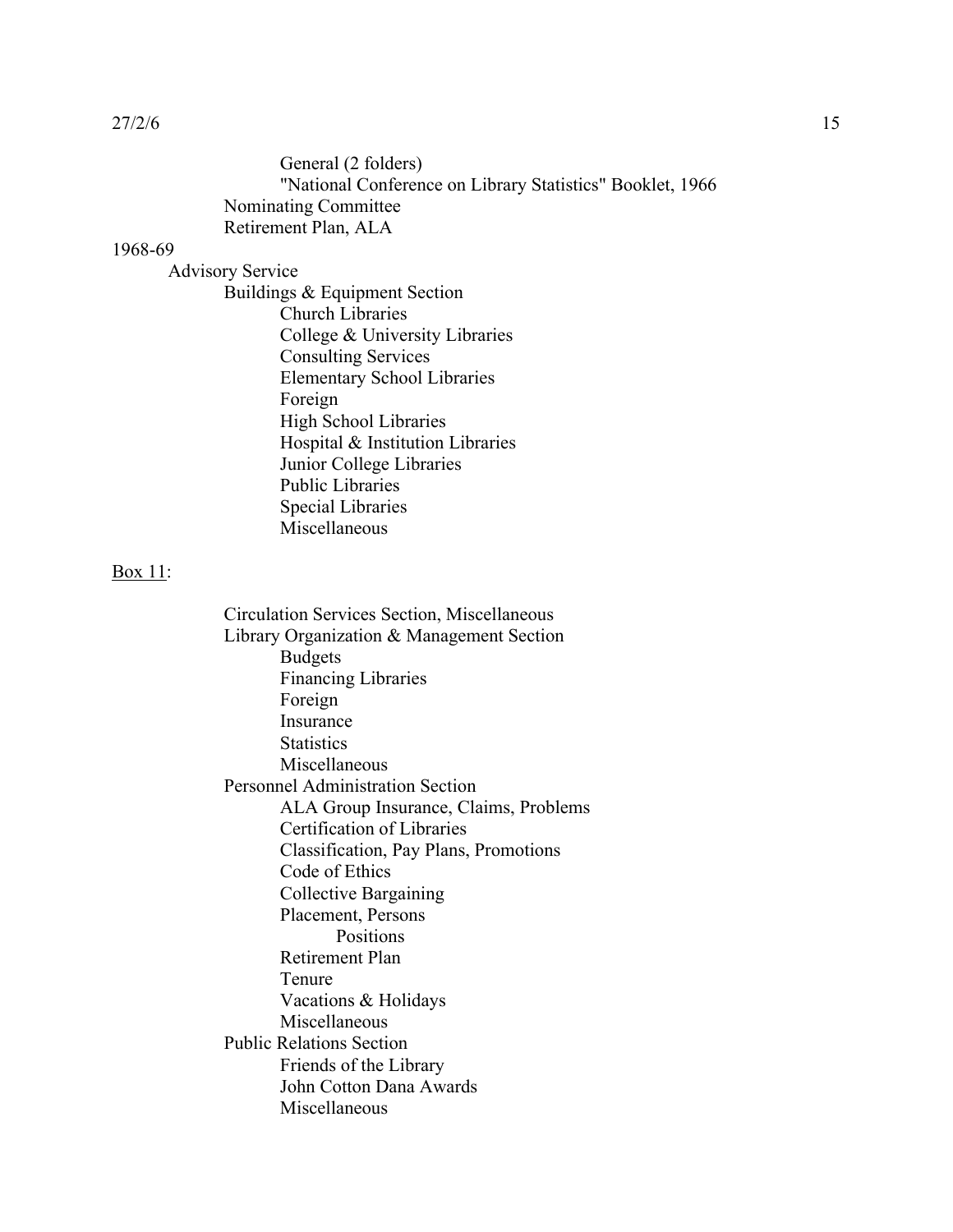General (2 folders)
"National Conference on Library Statistics" Booklet, 1966
Nominating Committee
Retirement Plan, ALA

1968-69

- Advisory Service
  - Buildings & Equipment Section
    - Church Libraries
    - College & University Libraries
    - Consulting Services
    - Elementary School Libraries
    - Foreign
    - High School Libraries
    - Hospital & Institution Libraries
    - Junior College Libraries
    - Public Libraries
    - Special Libraries
    - Miscellaneous

Box 11:

- Circulation Services Section, Miscellaneous
- Library Organization & Management Section
  - Budgets
  - Financing Libraries
  - Foreign
  - Insurance
  - Statistics
  - Miscellaneous
- Personnel Administration Section
  - ALA Group Insurance, Claims, Problems
  - Certification of Libraries
  - Classification, Pay Plans, Promotions
  - Code of Ethics
  - Collective Bargaining
  - Placement, Persons
    - Positions
  - Retirement Plan
  - Tenure
  - Vacations & Holidays
  - Miscellaneous
- Public Relations Section
  - Friends of the Library
  - John Cotton Dana Awards
  - Miscellaneous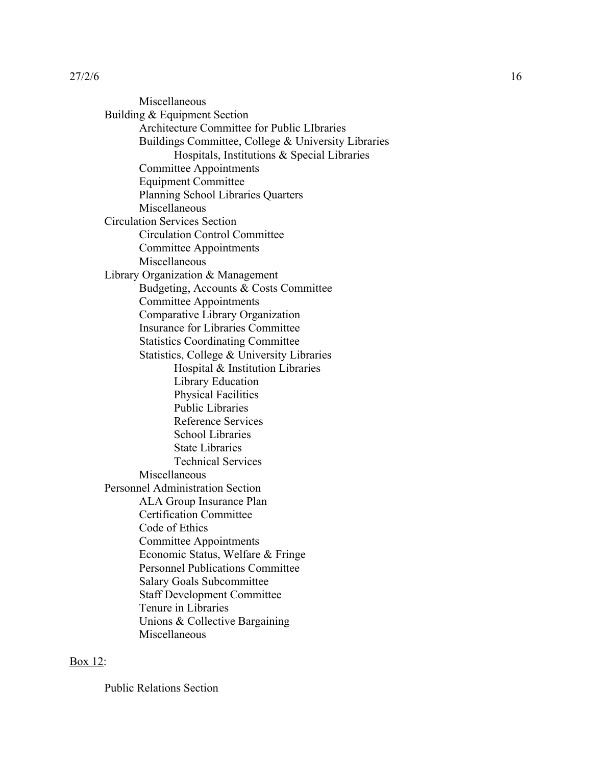Miscellaneous
    Building & Equipment Section
        Architecture Committee for Public LIbraries
        Buildings Committee, College & University Libraries
            Hospitals, Institutions & Special Libraries
        Committee Appointments
        Equipment Committee
        Planning School Libraries Quarters
        Miscellaneous
    Circulation Services Section
        Circulation Control Committee
        Committee Appointments
        Miscellaneous
    Library Organization & Management
        Budgeting, Accounts & Costs Committee
        Committee Appointments
        Comparative Library Organization
        Insurance for Libraries Committee
        Statistics Coordinating Committee
        Statistics, College & University Libraries
            Hospital & Institution Libraries
            Library Education
            Physical Facilities
            Public Libraries
            Reference Services
            School Libraries
            State Libraries
            Technical Services
        Miscellaneous
    Personnel Administration Section
        ALA Group Insurance Plan
        Certification Committee
        Code of Ethics
        Committee Appointments
        Economic Status, Welfare & Fringe
        Personnel Publications Committee
        Salary Goals Subcommittee
        Staff Development Committee
        Tenure in Libraries
        Unions & Collective Bargaining
        Miscellaneous

<u>Box 12</u>:

    Public Relations Section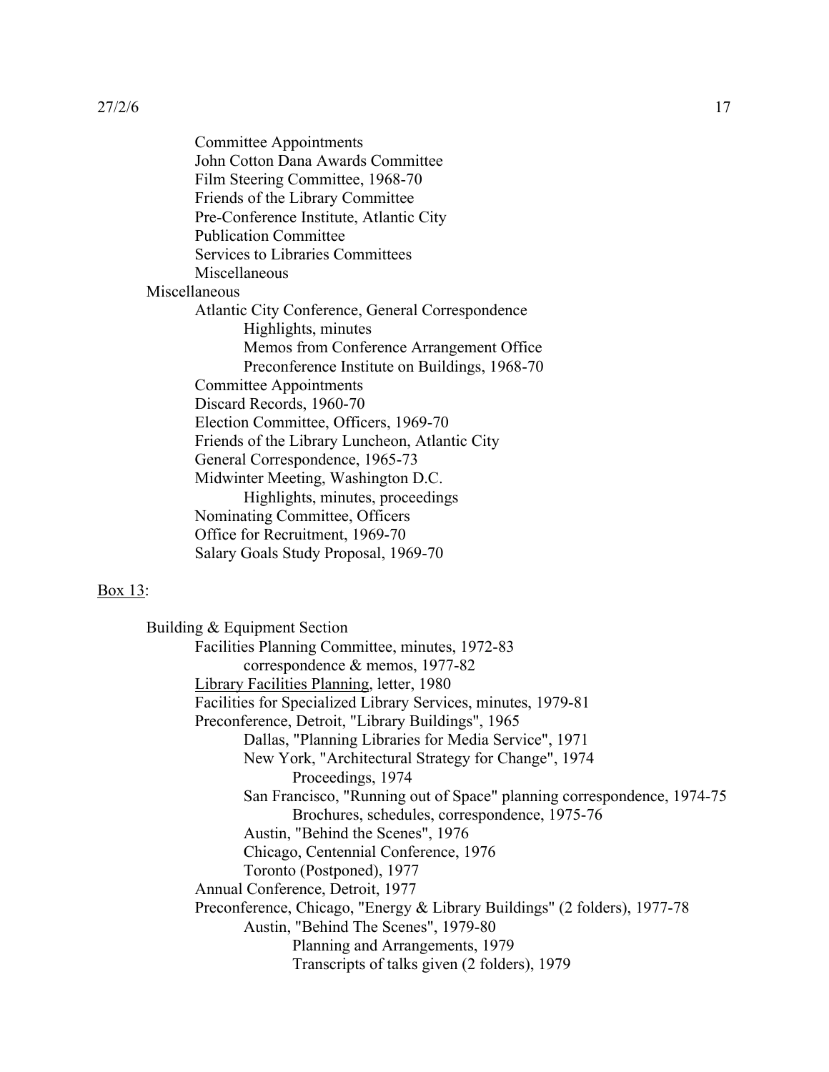Committee Appointments
John Cotton Dana Awards Committee
Film Steering Committee, 1968-70
Friends of the Library Committee
Pre-Conference Institute, Atlantic City
Publication Committee
Services to Libraries Committees
Miscellaneous

Miscellaneous

- Atlantic City Conference, General Correspondence
  - Highlights, minutes
  - Memos from Conference Arrangement Office
  - Preconference Institute on Buildings, 1968-70
- Committee Appointments
- Discard Records, 1960-70
- Election Committee, Officers, 1969-70
- Friends of the Library Luncheon, Atlantic City
- General Correspondence, 1965-73
- Midwinter Meeting, Washington D.C.
  - Highlights, minutes, proceedings
- Nominating Committee, Officers
- Office for Recruitment, 1969-70
- Salary Goals Study Proposal, 1969-70

<u>Box 13</u>:

Building & Equipment Section

- Facilities Planning Committee, minutes, 1972-83
  - correspondence & memos, 1977-82
- <u>Library Facilities Planning</u>, letter, 1980
- Facilities for Specialized Library Services, minutes, 1979-81
- Preconference, Detroit, "Library Buildings", 1965
  - Dallas, "Planning Libraries for Media Service", 1971
  - New York, "Architectural Strategy for Change", 1974
    - Proceedings, 1974
  - San Francisco, "Running out of Space" planning correspondence, 1974-75
    - Brochures, schedules, correspondence, 1975-76
  - Austin, "Behind the Scenes", 1976
  - Chicago, Centennial Conference, 1976
  - Toronto (Postponed), 1977
- Annual Conference, Detroit, 1977
- Preconference, Chicago, "Energy & Library Buildings" (2 folders), 1977-78
  - Austin, "Behind The Scenes", 1979-80
    - Planning and Arrangements, 1979
    - Transcripts of talks given (2 folders), 1979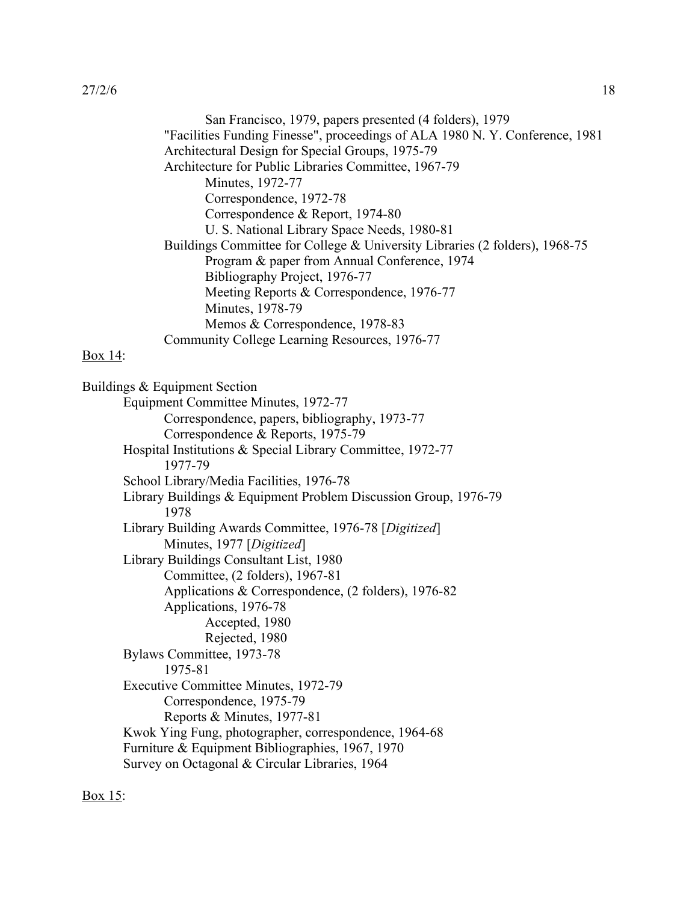San Francisco, 1979, papers presented (4 folders), 1979
"Facilities Funding Finesse", proceedings of ALA 1980 N. Y. Conference, 1981
Architectural Design for Special Groups, 1975-79
Architecture for Public Libraries Committee, 1967-79
Minutes, 1972-77
Correspondence, 1972-78
Correspondence & Report, 1974-80
U. S. National Library Space Needs, 1980-81
Buildings Committee for College & University Libraries (2 folders), 1968-75
Program & paper from Annual Conference, 1974
Bibliography Project, 1976-77
Meeting Reports & Correspondence, 1976-77
Minutes, 1978-79
Memos & Correspondence, 1978-83
Community College Learning Resources, 1976-77

Box 14:

Buildings & Equipment Section
Equipment Committee Minutes, 1972-77
Correspondence, papers, bibliography, 1973-77
Correspondence & Reports, 1975-79
Hospital Institutions & Special Library Committee, 1972-77
1977-79
School Library/Media Facilities, 1976-78
Library Buildings & Equipment Problem Discussion Group, 1976-79
1978
Library Building Awards Committee, 1976-78 [*Digitized*]
Minutes, 1977 [*Digitized*]
Library Buildings Consultant List, 1980
Committee, (2 folders), 1967-81
Applications & Correspondence, (2 folders), 1976-82
Applications, 1976-78
Accepted, 1980
Rejected, 1980
Bylaws Committee, 1973-78
1975-81
Executive Committee Minutes, 1972-79
Correspondence, 1975-79
Reports & Minutes, 1977-81
Kwok Ying Fung, photographer, correspondence, 1964-68
Furniture & Equipment Bibliographies, 1967, 1970
Survey on Octagonal & Circular Libraries, 1964

Box 15: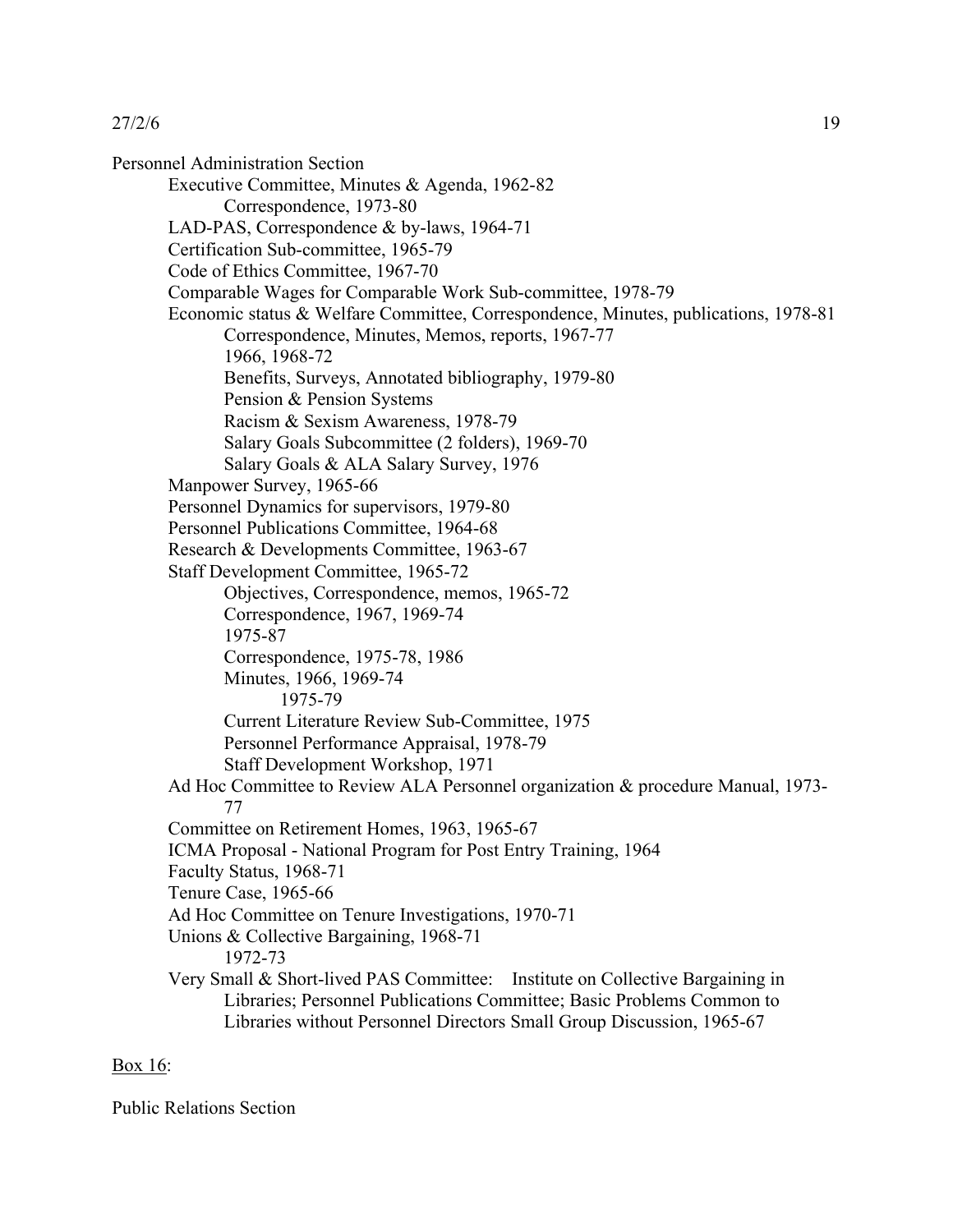Personnel Administration Section

- Executive Committee, Minutes & Agenda, 1962-82
  - Correspondence, 1973-80
- LAD-PAS, Correspondence & by-laws, 1964-71
- Certification Sub-committee, 1965-79
- Code of Ethics Committee, 1967-70
- Comparable Wages for Comparable Work Sub-committee, 1978-79
- Economic status & Welfare Committee, Correspondence, Minutes, publications, 1978-81
  - Correspondence, Minutes, Memos, reports, 1967-77
  - 1966, 1968-72
  - Benefits, Surveys, Annotated bibliography, 1979-80
  - Pension & Pension Systems
  - Racism & Sexism Awareness, 1978-79
  - Salary Goals Subcommittee (2 folders), 1969-70
  - Salary Goals & ALA Salary Survey, 1976
- Manpower Survey, 1965-66
- Personnel Dynamics for supervisors, 1979-80
- Personnel Publications Committee, 1964-68
- Research & Developments Committee, 1963-67
- Staff Development Committee, 1965-72
  - Objectives, Correspondence, memos, 1965-72
  - Correspondence, 1967, 1969-74
  - 1975-87
  - Correspondence, 1975-78, 1986
  - Minutes, 1966, 1969-74
    - 1975-79
  - Current Literature Review Sub-Committee, 1975
  - Personnel Performance Appraisal, 1978-79
  - Staff Development Workshop, 1971
- Ad Hoc Committee to Review ALA Personnel organization & procedure Manual, 1973-77
- Committee on Retirement Homes, 1963, 1965-67
- ICMA Proposal - National Program for Post Entry Training, 1964
- Faculty Status, 1968-71
- Tenure Case, 1965-66
- Ad Hoc Committee on Tenure Investigations, 1970-71
- Unions & Collective Bargaining, 1968-71
  - 1972-73
- Very Small & Short-lived PAS Committee: Institute on Collective Bargaining in Libraries; Personnel Publications Committee; Basic Problems Common to Libraries without Personnel Directors Small Group Discussion, 1965-67

<u>Box 16</u>:

Public Relations Section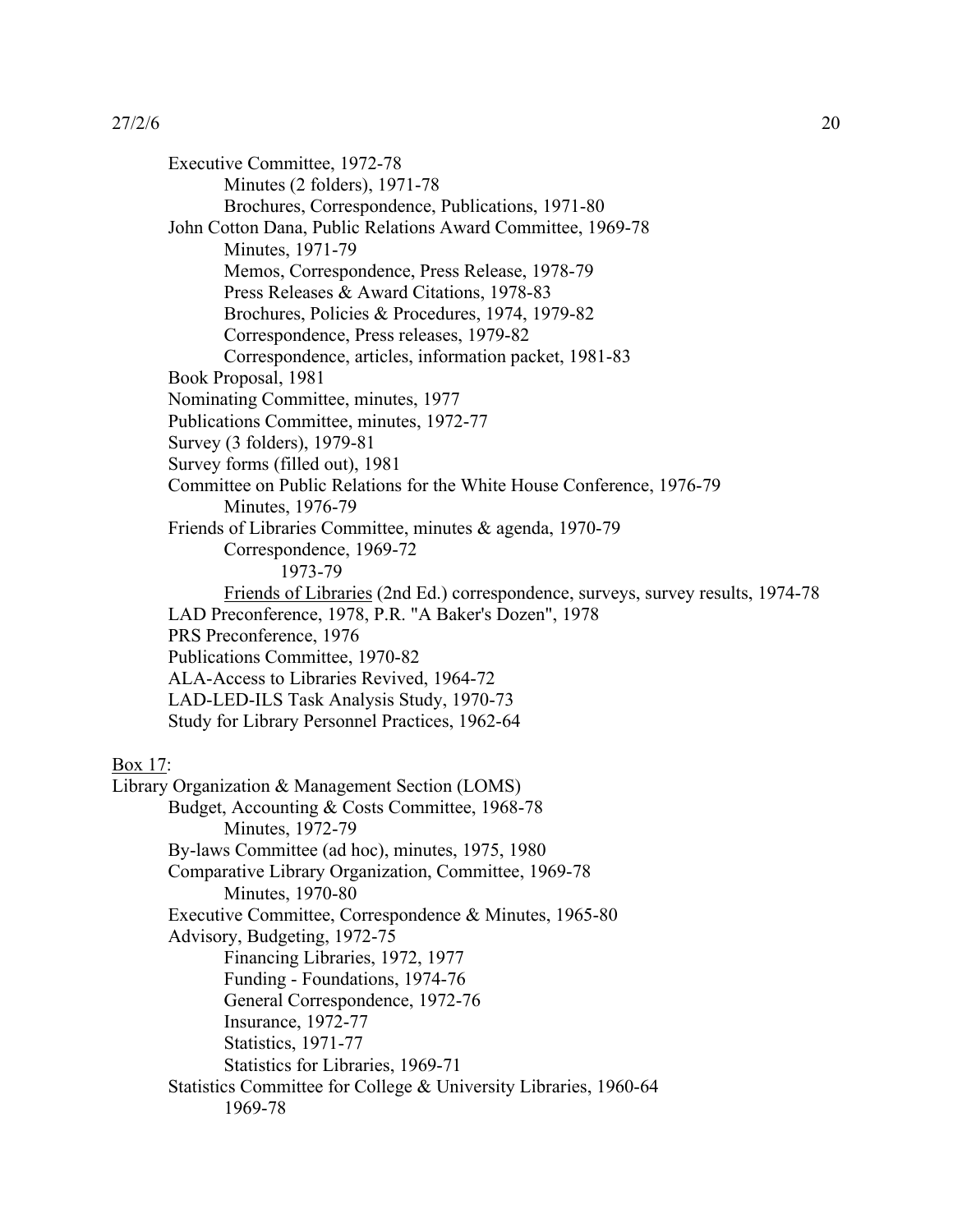Executive Committee, 1972-78
- Minutes (2 folders), 1971-78
- Brochures, Correspondence, Publications, 1971-80

John Cotton Dana, Public Relations Award Committee, 1969-78
- Minutes, 1971-79
- Memos, Correspondence, Press Release, 1978-79
- Press Releases & Award Citations, 1978-83
- Brochures, Policies & Procedures, 1974, 1979-82
- Correspondence, Press releases, 1979-82
- Correspondence, articles, information packet, 1981-83

Book Proposal, 1981

Nominating Committee, minutes, 1977

Publications Committee, minutes, 1972-77

Survey (3 folders), 1979-81

Survey forms (filled out), 1981

Committee on Public Relations for the White House Conference, 1976-79
- Minutes, 1976-79

Friends of Libraries Committee, minutes & agenda, 1970-79
- Correspondence, 1969-72
  - 1973-79
- Friends of Libraries (2nd Ed.) correspondence, surveys, survey results, 1974-78

LAD Preconference, 1978, P.R. "A Baker's Dozen", 1978

PRS Preconference, 1976

Publications Committee, 1970-82

ALA-Access to Libraries Revived, 1964-72

LAD-LED-ILS Task Analysis Study, 1970-73

Study for Library Personnel Practices, 1962-64

Box 17:

Library Organization & Management Section (LOMS)

Budget, Accounting & Costs Committee, 1968-78
- Minutes, 1972-79

By-laws Committee (ad hoc), minutes, 1975, 1980

Comparative Library Organization, Committee, 1969-78
- Minutes, 1970-80

Executive Committee, Correspondence & Minutes, 1965-80

Advisory, Budgeting, 1972-75
- Financing Libraries, 1972, 1977
- Funding - Foundations, 1974-76
- General Correspondence, 1972-76
- Insurance, 1972-77
- Statistics, 1971-77
- Statistics for Libraries, 1969-71

Statistics Committee for College & University Libraries, 1960-64
- 1969-78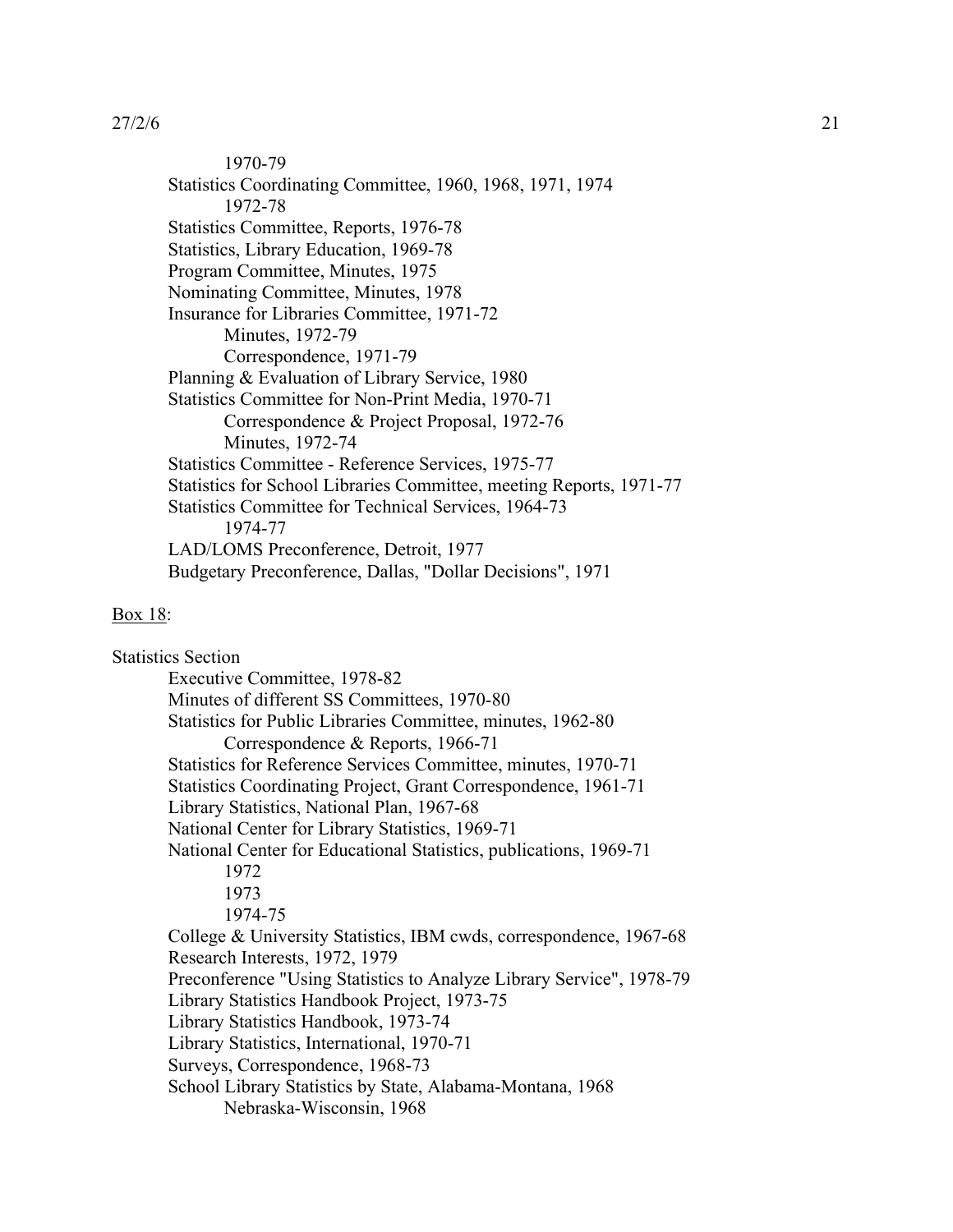1970-79

Statistics Coordinating Committee, 1960, 1968, 1971, 1974
    1972-78
Statistics Committee, Reports, 1976-78
Statistics, Library Education, 1969-78
Program Committee, Minutes, 1975
Nominating Committee, Minutes, 1978
Insurance for Libraries Committee, 1971-72
    Minutes, 1972-79
    Correspondence, 1971-79
Planning & Evaluation of Library Service, 1980
Statistics Committee for Non-Print Media, 1970-71
    Correspondence & Project Proposal, 1972-76
    Minutes, 1972-74
Statistics Committee - Reference Services, 1975-77
Statistics for School Libraries Committee, meeting Reports, 1971-77
Statistics Committee for Technical Services, 1964-73
    1974-77
LAD/LOMS Preconference, Detroit, 1977
Budgetary Preconference, Dallas, "Dollar Decisions", 1971

Box 18:

Statistics Section

Executive Committee, 1978-82
Minutes of different SS Committees, 1970-80
Statistics for Public Libraries Committee, minutes, 1962-80
    Correspondence & Reports, 1966-71
Statistics for Reference Services Committee, minutes, 1970-71
Statistics Coordinating Project, Grant Correspondence, 1961-71
Library Statistics, National Plan, 1967-68
National Center for Library Statistics, 1969-71
National Center for Educational Statistics, publications, 1969-71
    1972
    1973
    1974-75
College & University Statistics, IBM cwds, correspondence, 1967-68
Research Interests, 1972, 1979
Preconference "Using Statistics to Analyze Library Service", 1978-79
Library Statistics Handbook Project, 1973-75
Library Statistics Handbook, 1973-74
Library Statistics, International, 1970-71
Surveys, Correspondence, 1968-73
School Library Statistics by State, Alabama-Montana, 1968
    Nebraska-Wisconsin, 1968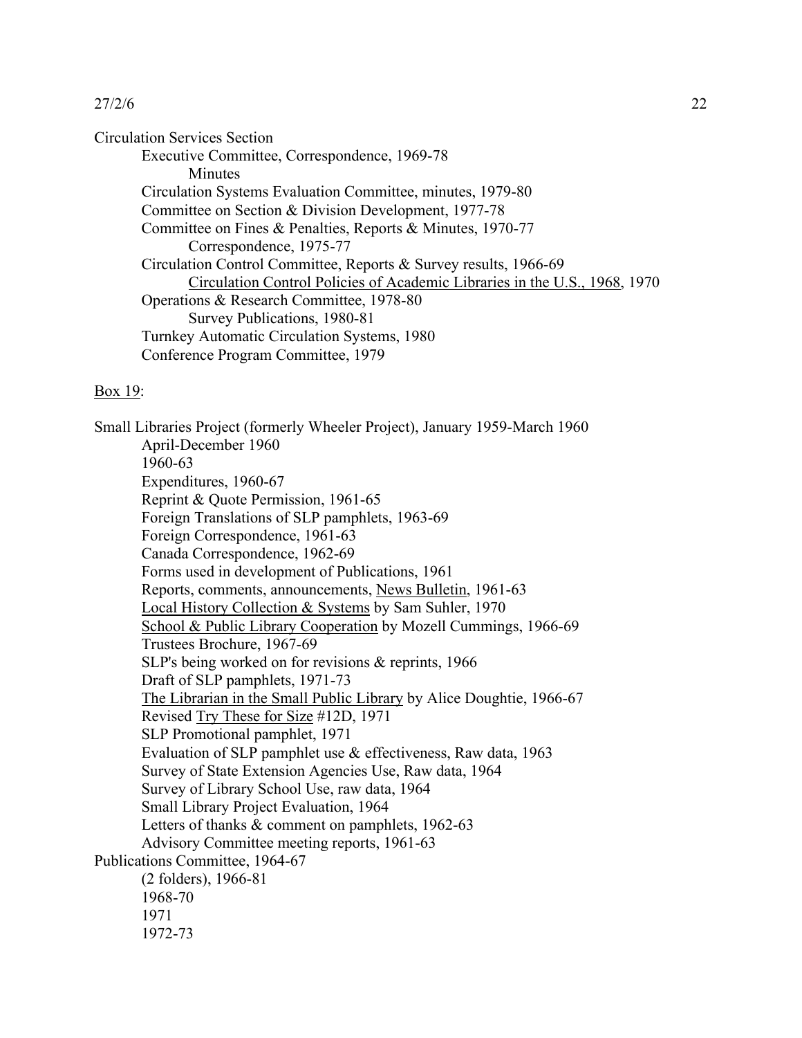Circulation Services Section
- Executive Committee, Correspondence, 1969-78
  - Minutes
- Circulation Systems Evaluation Committee, minutes, 1979-80
- Committee on Section & Division Development, 1977-78
- Committee on Fines & Penalties, Reports & Minutes, 1970-77
  - Correspondence, 1975-77
- Circulation Control Committee, Reports & Survey results, 1966-69
  - <u>Circulation Control Policies of Academic Libraries in the U.S., 1968</u>, 1970
- Operations & Research Committee, 1978-80
  - Survey Publications, 1980-81
- Turnkey Automatic Circulation Systems, 1980
- Conference Program Committee, 1979

<u>Box 19</u>:

Small Libraries Project (formerly Wheeler Project), January 1959-March 1960
- April-December 1960
- 1960-63
- Expenditures, 1960-67
- Reprint & Quote Permission, 1961-65
- Foreign Translations of SLP pamphlets, 1963-69
- Foreign Correspondence, 1961-63
- Canada Correspondence, 1962-69
- Forms used in development of Publications, 1961
- Reports, comments, announcements, <u>News Bulletin</u>, 1961-63
- <u>Local History Collection & Systems</u> by Sam Suhler, 1970
- <u>School & Public Library Cooperation</u> by Mozell Cummings, 1966-69
- Trustees Brochure, 1967-69
- SLP's being worked on for revisions & reprints, 1966
- Draft of SLP pamphlets, 1971-73
- <u>The Librarian in the Small Public Library</u> by Alice Doughtie, 1966-67
- Revised <u>Try These for Size</u> #12D, 1971
- SLP Promotional pamphlet, 1971
- Evaluation of SLP pamphlet use & effectiveness, Raw data, 1963
- Survey of State Extension Agencies Use, Raw data, 1964
- Survey of Library School Use, raw data, 1964
- Small Library Project Evaluation, 1964
- Letters of thanks & comment on pamphlets, 1962-63
- Advisory Committee meeting reports, 1961-63

Publications Committee, 1964-67
- (2 folders), 1966-81
- 1968-70
- 1971
- 1972-73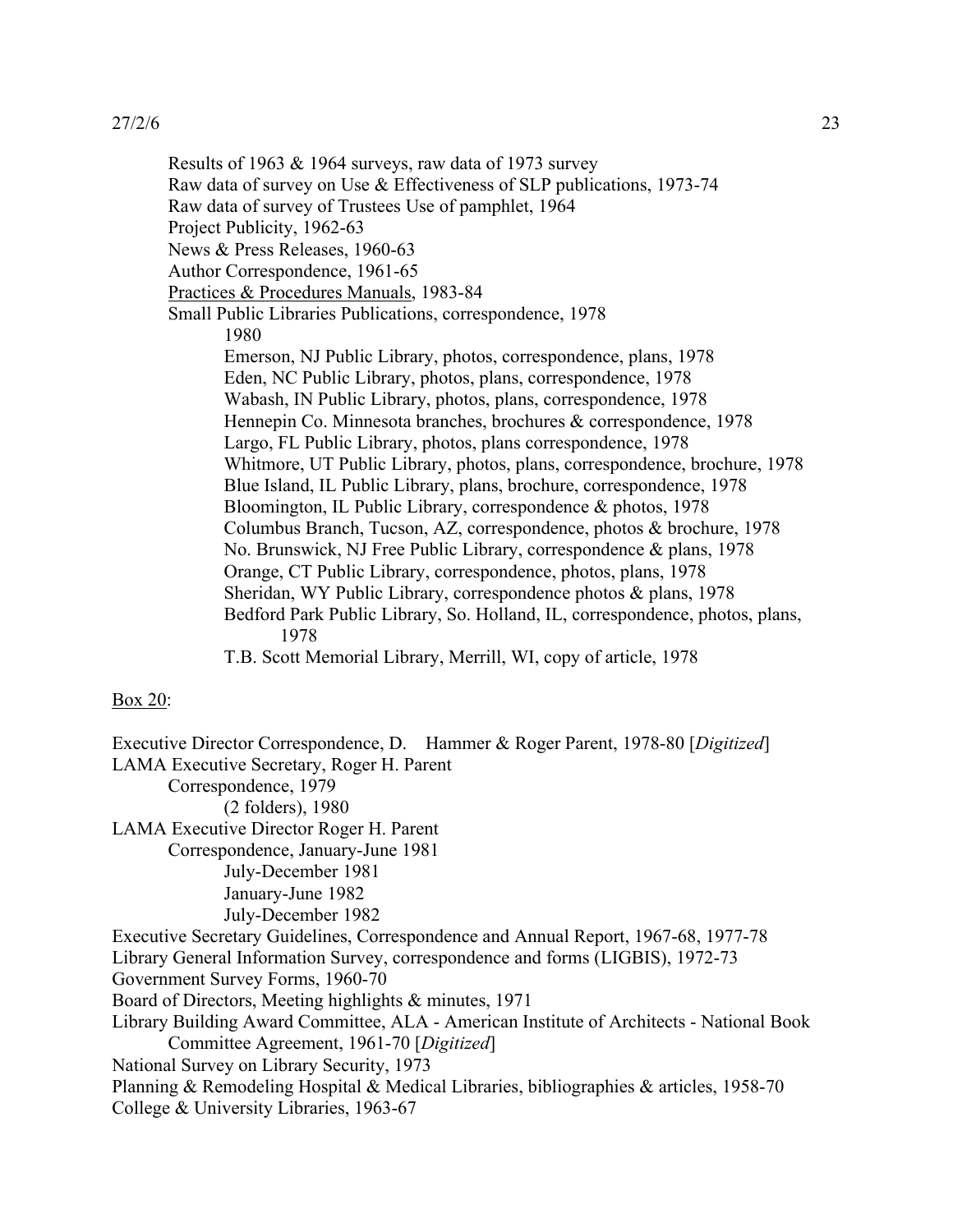Results of 1963 & 1964 surveys, raw data of 1973 survey
Raw data of survey on Use & Effectiveness of SLP publications, 1973-74
Raw data of survey of Trustees Use of pamphlet, 1964
Project Publicity, 1962-63
News & Press Releases, 1960-63
Author Correspondence, 1961-65
<u>Practices & Procedures Manuals</u>, 1983-84
Small Public Libraries Publications, correspondence, 1978
    1980
    Emerson, NJ Public Library, photos, correspondence, plans, 1978
    Eden, NC Public Library, photos, plans, correspondence, 1978
    Wabash, IN Public Library, photos, plans, correspondence, 1978
    Hennepin Co. Minnesota branches, brochures & correspondence, 1978
    Largo, FL Public Library, photos, plans correspondence, 1978
    Whitmore, UT Public Library, photos, plans, correspondence, brochure, 1978
    Blue Island, IL Public Library, plans, brochure, correspondence, 1978
    Bloomington, IL Public Library, correspondence & photos, 1978
    Columbus Branch, Tucson, AZ, correspondence, photos & brochure, 1978
    No. Brunswick, NJ Free Public Library, correspondence & plans, 1978
    Orange, CT Public Library, correspondence, photos, plans, 1978
    Sheridan, WY Public Library, correspondence photos & plans, 1978
    Bedford Park Public Library, So. Holland, IL, correspondence, photos, plans, 1978
    T.B. Scott Memorial Library, Merrill, WI, copy of article, 1978

<u>Box 20</u>:

Executive Director Correspondence, D. Hammer & Roger Parent, 1978-80 [*Digitized*]
LAMA Executive Secretary, Roger H. Parent
    Correspondence, 1979
        (2 folders), 1980
LAMA Executive Director Roger H. Parent
    Correspondence, January-June 1981
        July-December 1981
        January-June 1982
        July-December 1982
Executive Secretary Guidelines, Correspondence and Annual Report, 1967-68, 1977-78
Library General Information Survey, correspondence and forms (LIGBIS), 1972-73
Government Survey Forms, 1960-70
Board of Directors, Meeting highlights & minutes, 1971
Library Building Award Committee, ALA - American Institute of Architects - National Book Committee Agreement, 1961-70 [*Digitized*]
National Survey on Library Security, 1973
Planning & Remodeling Hospital & Medical Libraries, bibliographies & articles, 1958-70
College & University Libraries, 1963-67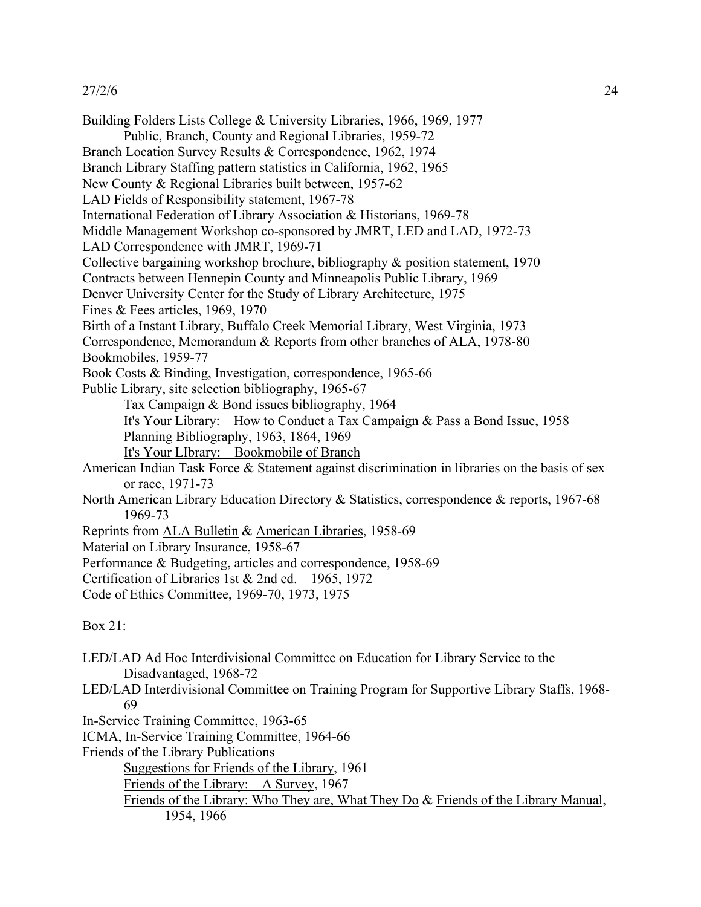27/2/6

Building Folders Lists College & University Libraries, 1966, 1969, 1977
 Public, Branch, County and Regional Libraries, 1959-72
Branch Location Survey Results & Correspondence, 1962, 1974
Branch Library Staffing pattern statistics in California, 1962, 1965
New County & Regional Libraries built between, 1957-62
LAD Fields of Responsibility statement, 1967-78
International Federation of Library Association & Historians, 1969-78
Middle Management Workshop co-sponsored by JMRT, LED and LAD, 1972-73
LAD Correspondence with JMRT, 1969-71
Collective bargaining workshop brochure, bibliography & position statement, 1970
Contracts between Hennepin County and Minneapolis Public Library, 1969
Denver University Center for the Study of Library Architecture, 1975
Fines & Fees articles, 1969, 1970
Birth of a Instant Library, Buffalo Creek Memorial Library, West Virginia, 1973
Correspondence, Memorandum & Reports from other branches of ALA, 1978-80
Bookmobiles, 1959-77
Book Costs & Binding, Investigation, correspondence, 1965-66
Public Library, site selection bibliography, 1965-67
 Tax Campaign & Bond issues bibliography, 1964
 <u>It's Your Library: How to Conduct a Tax Campaign & Pass a Bond Issue</u>, 1958
 Planning Bibliography, 1963, 1864, 1969
 <u>It's Your LIbrary: Bookmobile of Branch</u>
American Indian Task Force & Statement against discrimination in libraries on the basis of sex or race, 1971-73
North American Library Education Directory & Statistics, correspondence & reports, 1967-68 1969-73
Reprints from <u>ALA Bulletin</u> & <u>American Libraries</u>, 1958-69
Material on Library Insurance, 1958-67
Performance & Budgeting, articles and correspondence, 1958-69
<u>Certification of Libraries</u> 1st & 2nd ed. 1965, 1972
Code of Ethics Committee, 1969-70, 1973, 1975

<u>Box 21</u>:

LED/LAD Ad Hoc Interdivisional Committee on Education for Library Service to the Disadvantaged, 1968-72
LED/LAD Interdivisional Committee on Training Program for Supportive Library Staffs, 1968-69
In-Service Training Committee, 1963-65
ICMA, In-Service Training Committee, 1964-66
Friends of the Library Publications
 <u>Suggestions for Friends of the Library</u>, 1961
 <u>Friends of the Library: A Survey</u>, 1967
 <u>Friends of the Library: Who They are, What They Do</u> & <u>Friends of the Library Manual</u>, 1954, 1966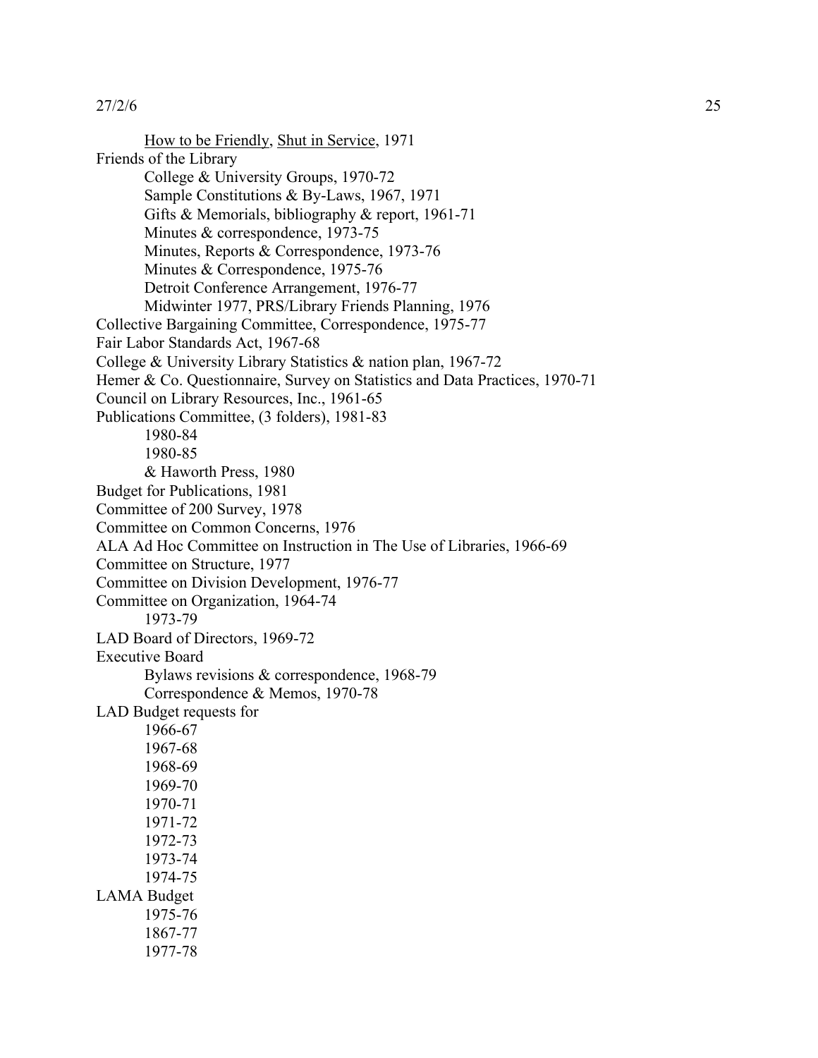<u>How to be Friendly</u>, <u>Shut in Service</u>, 1971

Friends of the Library
- College & University Groups, 1970-72
- Sample Constitutions & By-Laws, 1967, 1971
- Gifts & Memorials, bibliography & report, 1961-71
- Minutes & correspondence, 1973-75
- Minutes, Reports & Correspondence, 1973-76
- Minutes & Correspondence, 1975-76
- Detroit Conference Arrangement, 1976-77
- Midwinter 1977, PRS/Library Friends Planning, 1976

Collective Bargaining Committee, Correspondence, 1975-77

Fair Labor Standards Act, 1967-68

College & University Library Statistics & nation plan, 1967-72

Hemer & Co. Questionnaire, Survey on Statistics and Data Practices, 1970-71

Council on Library Resources, Inc., 1961-65

Publications Committee, (3 folders), 1981-83
- 1980-84
- 1980-85
- & Haworth Press, 1980

Budget for Publications, 1981

Committee of 200 Survey, 1978

Committee on Common Concerns, 1976

ALA Ad Hoc Committee on Instruction in The Use of Libraries, 1966-69

Committee on Structure, 1977

Committee on Division Development, 1976-77

Committee on Organization, 1964-74
- 1973-79

LAD Board of Directors, 1969-72

Executive Board
- Bylaws revisions & correspondence, 1968-79
- Correspondence & Memos, 1970-78

LAD Budget requests for
- 1966-67
- 1967-68
- 1968-69
- 1969-70
- 1970-71
- 1971-72
- 1972-73
- 1973-74
- 1974-75

LAMA Budget
- 1975-76
- 1867-77
- 1977-78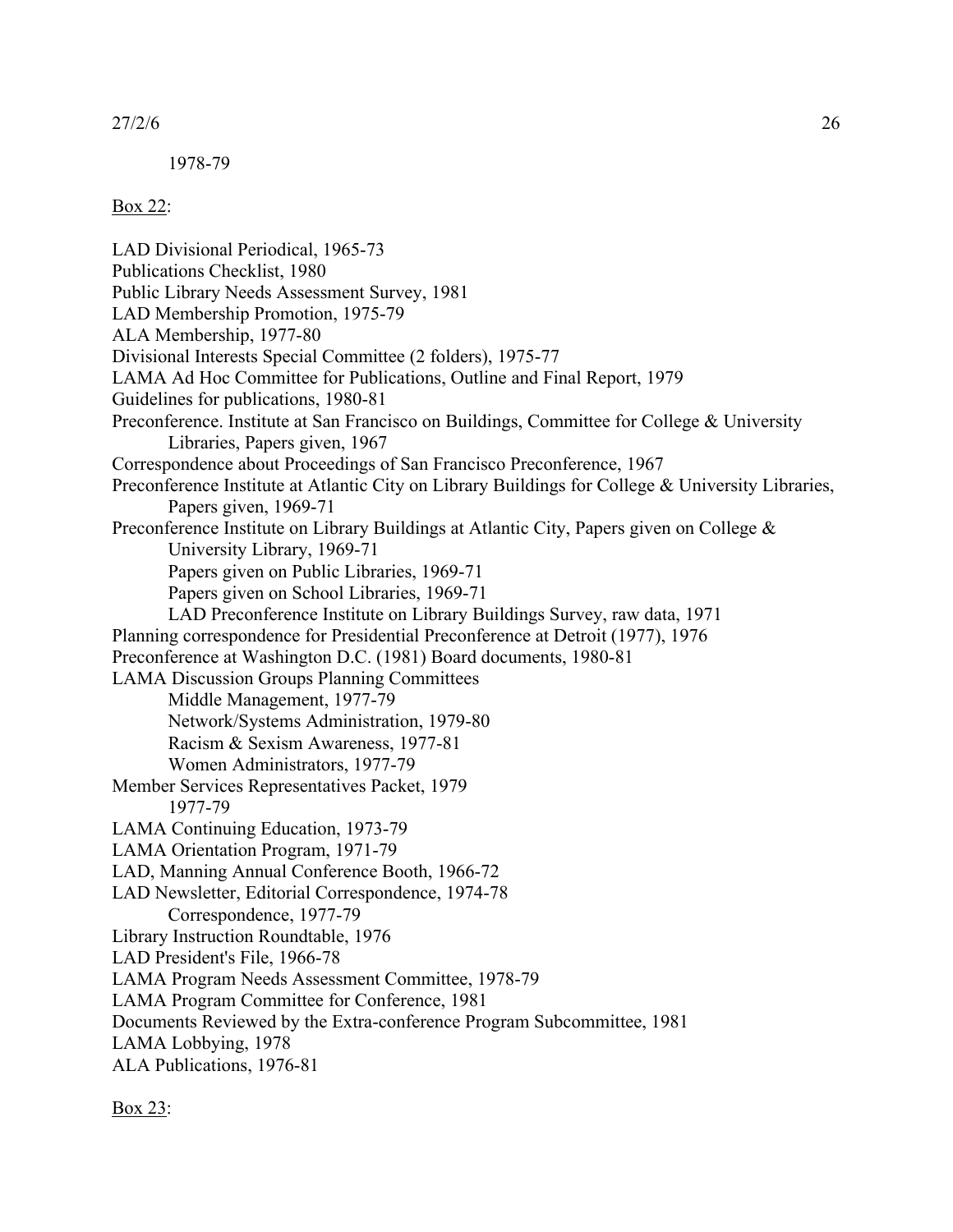1978-79

Box 22:

LAD Divisional Periodical, 1965-73
Publications Checklist, 1980
Public Library Needs Assessment Survey, 1981
LAD Membership Promotion, 1975-79
ALA Membership, 1977-80
Divisional Interests Special Committee (2 folders), 1975-77
LAMA Ad Hoc Committee for Publications, Outline and Final Report, 1979
Guidelines for publications, 1980-81
Preconference. Institute at San Francisco on Buildings, Committee for College & University
    Libraries, Papers given, 1967
Correspondence about Proceedings of San Francisco Preconference, 1967
Preconference Institute at Atlantic City on Library Buildings for College & University Libraries,
    Papers given, 1969-71
Preconference Institute on Library Buildings at Atlantic City, Papers given on College &
    University Library, 1969-71
    Papers given on Public Libraries, 1969-71
    Papers given on School Libraries, 1969-71
    LAD Preconference Institute on Library Buildings Survey, raw data, 1971
Planning correspondence for Presidential Preconference at Detroit (1977), 1976
Preconference at Washington D.C. (1981) Board documents, 1980-81
LAMA Discussion Groups Planning Committees
    Middle Management, 1977-79
    Network/Systems Administration, 1979-80
    Racism & Sexism Awareness, 1977-81
    Women Administrators, 1977-79
Member Services Representatives Packet, 1979
    1977-79
LAMA Continuing Education, 1973-79
LAMA Orientation Program, 1971-79
LAD, Manning Annual Conference Booth, 1966-72
LAD Newsletter, Editorial Correspondence, 1974-78
    Correspondence, 1977-79
Library Instruction Roundtable, 1976
LAD President's File, 1966-78
LAMA Program Needs Assessment Committee, 1978-79
LAMA Program Committee for Conference, 1981
Documents Reviewed by the Extra-conference Program Subcommittee, 1981
LAMA Lobbying, 1978
ALA Publications, 1976-81

Box 23: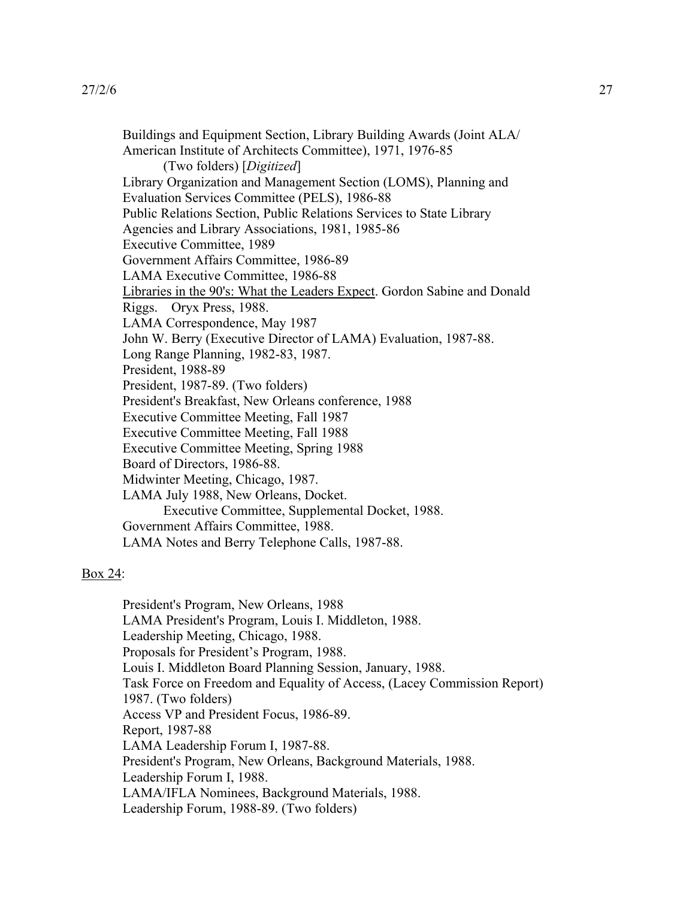Buildings and Equipment Section, Library Building Awards (Joint ALA/ American Institute of Architects Committee), 1971, 1976-85
    (Two folders) [*Digitized*]
Library Organization and Management Section (LOMS), Planning and Evaluation Services Committee (PELS), 1986-88
Public Relations Section, Public Relations Services to State Library Agencies and Library Associations, 1981, 1985-86
Executive Committee, 1989
Government Affairs Committee, 1986-89
LAMA Executive Committee, 1986-88
<u>Libraries in the 90's: What the Leaders Expect</u>. Gordon Sabine and Donald Riggs. Oryx Press, 1988.
LAMA Correspondence, May 1987
John W. Berry (Executive Director of LAMA) Evaluation, 1987-88.
Long Range Planning, 1982-83, 1987.
President, 1988-89
President, 1987-89. (Two folders)
President's Breakfast, New Orleans conference, 1988
Executive Committee Meeting, Fall 1987
Executive Committee Meeting, Fall 1988
Executive Committee Meeting, Spring 1988
Board of Directors, 1986-88.
Midwinter Meeting, Chicago, 1987.
LAMA July 1988, New Orleans, Docket.
    Executive Committee, Supplemental Docket, 1988.
Government Affairs Committee, 1988.
LAMA Notes and Berry Telephone Calls, 1987-88.

<u>Box 24</u>:

President's Program, New Orleans, 1988
LAMA President's Program, Louis I. Middleton, 1988.
Leadership Meeting, Chicago, 1988.
Proposals for President's Program, 1988.
Louis I. Middleton Board Planning Session, January, 1988.
Task Force on Freedom and Equality of Access, (Lacey Commission Report) 1987. (Two folders)
Access VP and President Focus, 1986-89.
Report, 1987-88
LAMA Leadership Forum I, 1987-88.
President's Program, New Orleans, Background Materials, 1988.
Leadership Forum I, 1988.
LAMA/IFLA Nominees, Background Materials, 1988.
Leadership Forum, 1988-89. (Two folders)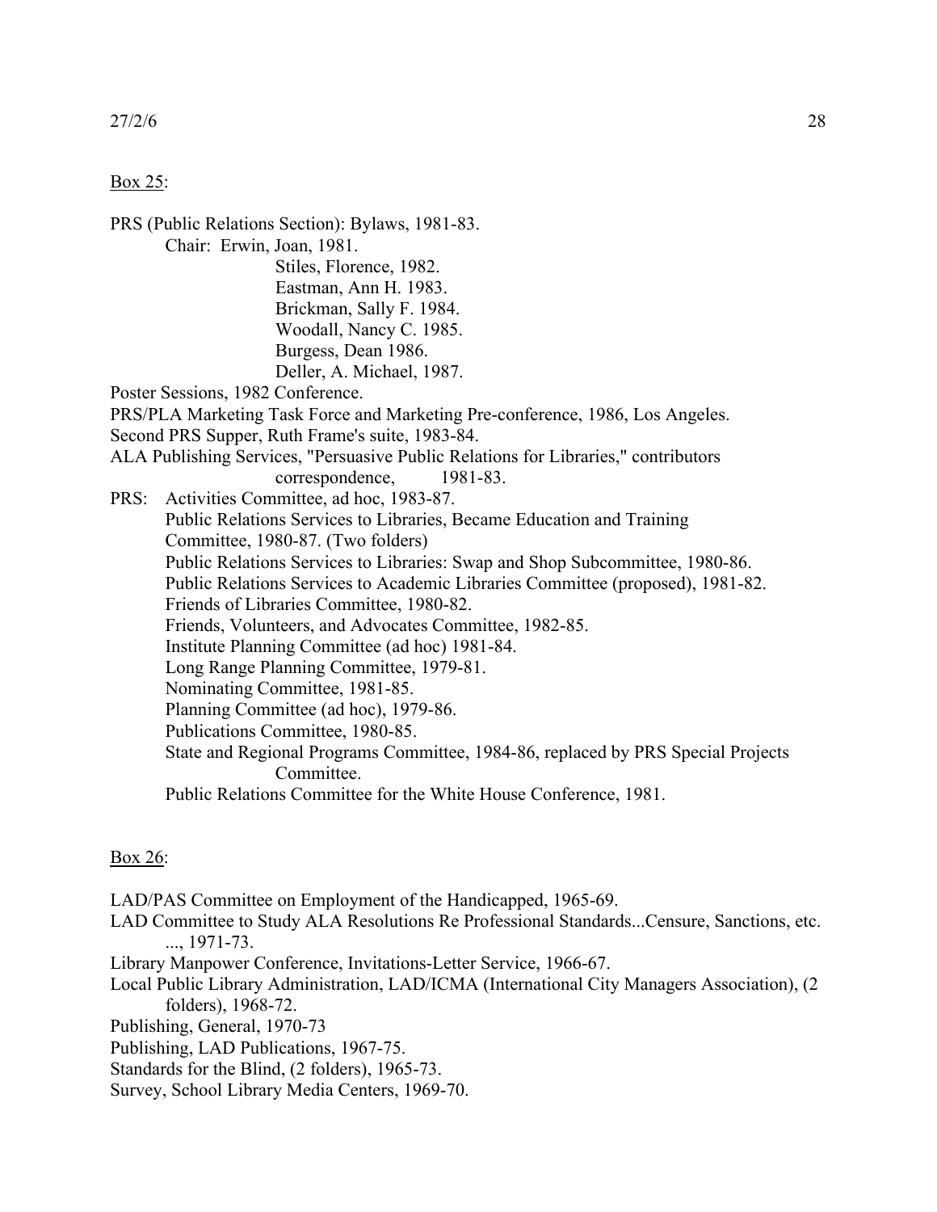Box 25:

PRS (Public Relations Section): Bylaws, 1981-83.
    Chair: Erwin, Joan, 1981.
        Stiles, Florence, 1982.
        Eastman, Ann H. 1983.
        Brickman, Sally F. 1984.
        Woodall, Nancy C. 1985.
        Burgess, Dean 1986.
        Deller, A. Michael, 1987.

Poster Sessions, 1982 Conference.

PRS/PLA Marketing Task Force and Marketing Pre-conference, 1986, Los Angeles.

Second PRS Supper, Ruth Frame's suite, 1983-84.

ALA Publishing Services, "Persuasive Public Relations for Libraries," contributors correspondence, 1981-83.

PRS: Activities Committee, ad hoc, 1983-87.
    Public Relations Services to Libraries, Became Education and Training Committee, 1980-87. (Two folders)
    Public Relations Services to Libraries: Swap and Shop Subcommittee, 1980-86.
    Public Relations Services to Academic Libraries Committee (proposed), 1981-82.
    Friends of Libraries Committee, 1980-82.
    Friends, Volunteers, and Advocates Committee, 1982-85.
    Institute Planning Committee (ad hoc) 1981-84.
    Long Range Planning Committee, 1979-81.
    Nominating Committee, 1981-85.
    Planning Committee (ad hoc), 1979-86.
    Publications Committee, 1980-85.
    State and Regional Programs Committee, 1984-86, replaced by PRS Special Projects Committee.
    Public Relations Committee for the White House Conference, 1981.

Box 26:

LAD/PAS Committee on Employment of the Handicapped, 1965-69.

LAD Committee to Study ALA Resolutions Re Professional Standards...Censure, Sanctions, etc. ..., 1971-73.

Library Manpower Conference, Invitations-Letter Service, 1966-67.

Local Public Library Administration, LAD/ICMA (International City Managers Association), (2 folders), 1968-72.

Publishing, General, 1970-73

Publishing, LAD Publications, 1967-75.

Standards for the Blind, (2 folders), 1965-73.

Survey, School Library Media Centers, 1969-70.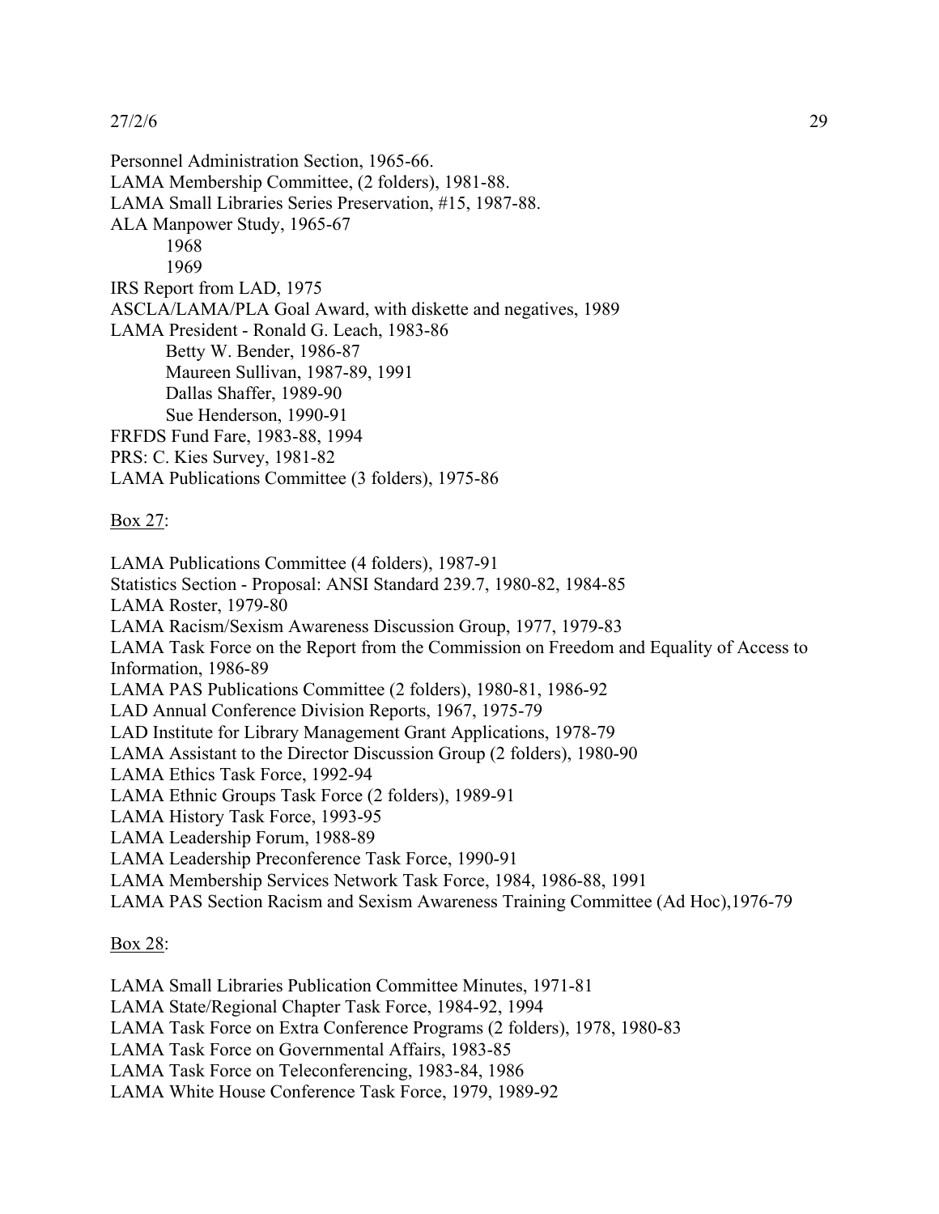Personnel Administration Section, 1965-66.
LAMA Membership Committee, (2 folders), 1981-88.
LAMA Small Libraries Series Preservation, #15, 1987-88.
ALA Manpower Study, 1965-67
    1968
    1969
IRS Report from LAD, 1975
ASCLA/LAMA/PLA Goal Award, with diskette and negatives, 1989
LAMA President - Ronald G. Leach, 1983-86
    Betty W. Bender, 1986-87
    Maureen Sullivan, 1987-89, 1991
    Dallas Shaffer, 1989-90
    Sue Henderson, 1990-91
FRFDS Fund Fare, 1983-88, 1994
PRS: C. Kies Survey, 1981-82
LAMA Publications Committee (3 folders), 1975-86

Box 27:

LAMA Publications Committee (4 folders), 1987-91
Statistics Section - Proposal: ANSI Standard 239.7, 1980-82, 1984-85
LAMA Roster, 1979-80
LAMA Racism/Sexism Awareness Discussion Group, 1977, 1979-83
LAMA Task Force on the Report from the Commission on Freedom and Equality of Access to Information, 1986-89
LAMA PAS Publications Committee (2 folders), 1980-81, 1986-92
LAD Annual Conference Division Reports, 1967, 1975-79
LAD Institute for Library Management Grant Applications, 1978-79
LAMA Assistant to the Director Discussion Group (2 folders), 1980-90
LAMA Ethics Task Force, 1992-94
LAMA Ethnic Groups Task Force (2 folders), 1989-91
LAMA History Task Force, 1993-95
LAMA Leadership Forum, 1988-89
LAMA Leadership Preconference Task Force, 1990-91
LAMA Membership Services Network Task Force, 1984, 1986-88, 1991
LAMA PAS Section Racism and Sexism Awareness Training Committee (Ad Hoc),1976-79

Box 28:

LAMA Small Libraries Publication Committee Minutes, 1971-81
LAMA State/Regional Chapter Task Force, 1984-92, 1994
LAMA Task Force on Extra Conference Programs (2 folders), 1978, 1980-83
LAMA Task Force on Governmental Affairs, 1983-85
LAMA Task Force on Teleconferencing, 1983-84, 1986
LAMA White House Conference Task Force, 1979, 1989-92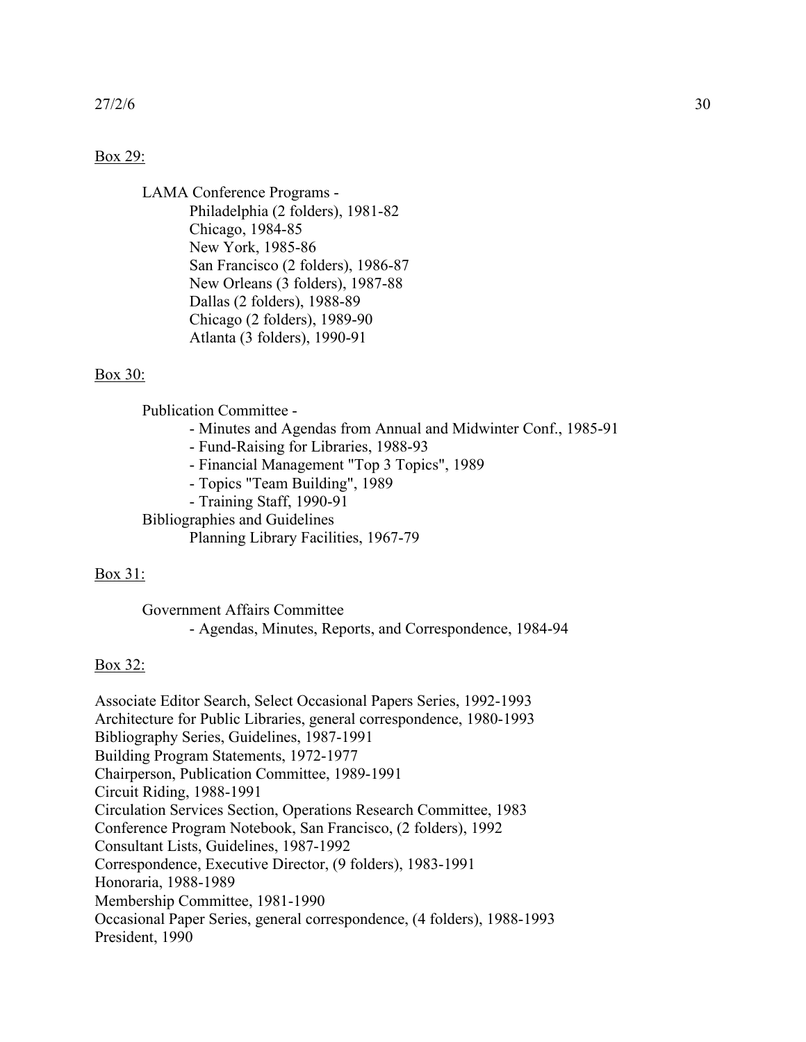27/2/6

Box 29:

LAMA Conference Programs -
- Philadelphia (2 folders), 1981-82
- Chicago, 1984-85
- New York, 1985-86
- San Francisco (2 folders), 1986-87
- New Orleans (3 folders), 1987-88
- Dallas (2 folders), 1988-89
- Chicago (2 folders), 1989-90
- Atlanta (3 folders), 1990-91

Box 30:

Publication Committee -
- Minutes and Agendas from Annual and Midwinter Conf., 1985-91
- Fund-Raising for Libraries, 1988-93
- Financial Management "Top 3 Topics", 1989
- Topics "Team Building", 1989
- Training Staff, 1990-91

Bibliographies and Guidelines
- Planning Library Facilities, 1967-79

Box 31:

Government Affairs Committee
- Agendas, Minutes, Reports, and Correspondence, 1984-94

Box 32:

Associate Editor Search, Select Occasional Papers Series, 1992-1993
Architecture for Public Libraries, general correspondence, 1980-1993
Bibliography Series, Guidelines, 1987-1991
Building Program Statements, 1972-1977
Chairperson, Publication Committee, 1989-1991
Circuit Riding, 1988-1991
Circulation Services Section, Operations Research Committee, 1983
Conference Program Notebook, San Francisco, (2 folders), 1992
Consultant Lists, Guidelines, 1987-1992
Correspondence, Executive Director, (9 folders), 1983-1991
Honoraria, 1988-1989
Membership Committee, 1981-1990
Occasional Paper Series, general correspondence, (4 folders), 1988-1993
President, 1990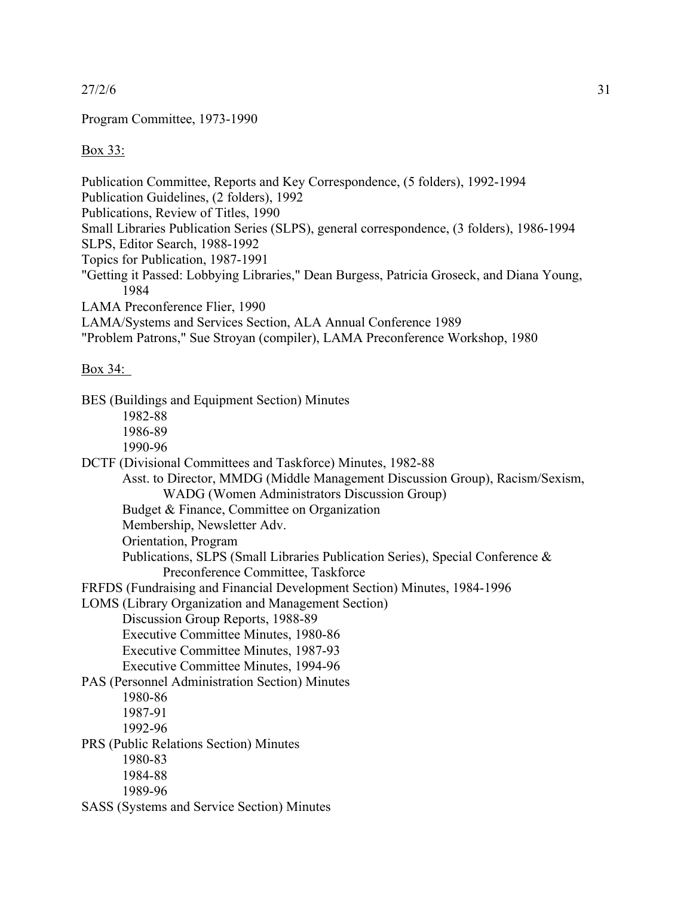27/2/6

Program Committee, 1973-1990

Box 33:

Publication Committee, Reports and Key Correspondence, (5 folders), 1992-1994
Publication Guidelines, (2 folders), 1992
Publications, Review of Titles, 1990
Small Libraries Publication Series (SLPS), general correspondence, (3 folders), 1986-1994
SLPS, Editor Search, 1988-1992
Topics for Publication, 1987-1991
"Getting it Passed: Lobbying Libraries," Dean Burgess, Patricia Groseck, and Diana Young, 1984
LAMA Preconference Flier, 1990
LAMA/Systems and Services Section, ALA Annual Conference 1989
"Problem Patrons," Sue Stroyan (compiler), LAMA Preconference Workshop, 1980

Box 34:

BES (Buildings and Equipment Section) Minutes
- 1982-88
- 1986-89
- 1990-96

DCTF (Divisional Committees and Taskforce) Minutes, 1982-88
- Asst. to Director, MMDG (Middle Management Discussion Group), Racism/Sexism, WADG (Women Administrators Discussion Group)
- Budget & Finance, Committee on Organization
- Membership, Newsletter Adv.
- Orientation, Program
- Publications, SLPS (Small Libraries Publication Series), Special Conference & Preconference Committee, Taskforce

FRFDS (Fundraising and Financial Development Section) Minutes, 1984-1996

LOMS (Library Organization and Management Section)
- Discussion Group Reports, 1988-89
- Executive Committee Minutes, 1980-86
- Executive Committee Minutes, 1987-93
- Executive Committee Minutes, 1994-96

PAS (Personnel Administration Section) Minutes
- 1980-86
- 1987-91
- 1992-96

PRS (Public Relations Section) Minutes
- 1980-83
- 1984-88
- 1989-96

SASS (Systems and Service Section) Minutes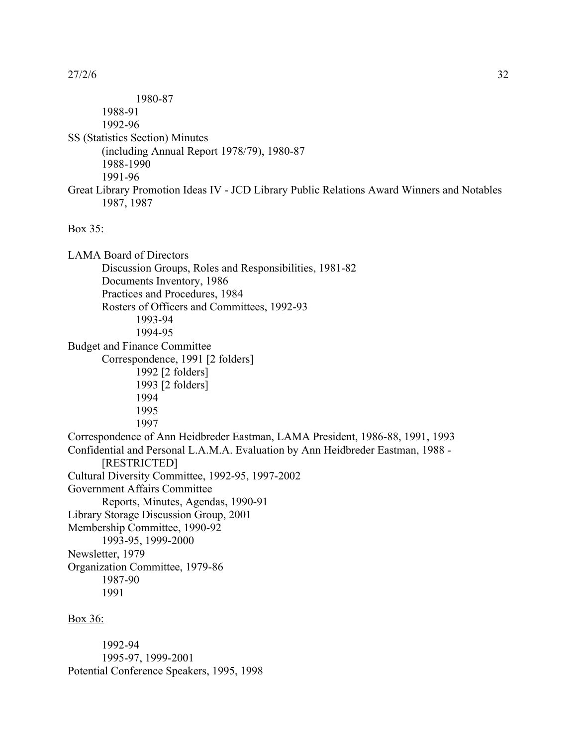1980-87
1988-91
1992-96

SS (Statistics Section) Minutes
(including Annual Report 1978/79), 1980-87
1988-1990
1991-96

Great Library Promotion Ideas IV - JCD Library Public Relations Award Winners and Notables
1987, 1987

Box 35:

LAMA Board of Directors
Discussion Groups, Roles and Responsibilities, 1981-82
Documents Inventory, 1986
Practices and Procedures, 1984
Rosters of Officers and Committees, 1992-93
1993-94
1994-95

Budget and Finance Committee
Correspondence, 1991 [2 folders]
1992 [2 folders]
1993 [2 folders]
1994
1995
1997

Correspondence of Ann Heidbreder Eastman, LAMA President, 1986-88, 1991, 1993

Confidential and Personal L.A.M.A. Evaluation by Ann Heidbreder Eastman, 1988 - [RESTRICTED]

Cultural Diversity Committee, 1992-95, 1997-2002

Government Affairs Committee
Reports, Minutes, Agendas, 1990-91

Library Storage Discussion Group, 2001

Membership Committee, 1990-92
1993-95, 1999-2000

Newsletter, 1979

Organization Committee, 1979-86
1987-90
1991

Box 36:

1992-94
1995-97, 1999-2001

Potential Conference Speakers, 1995, 1998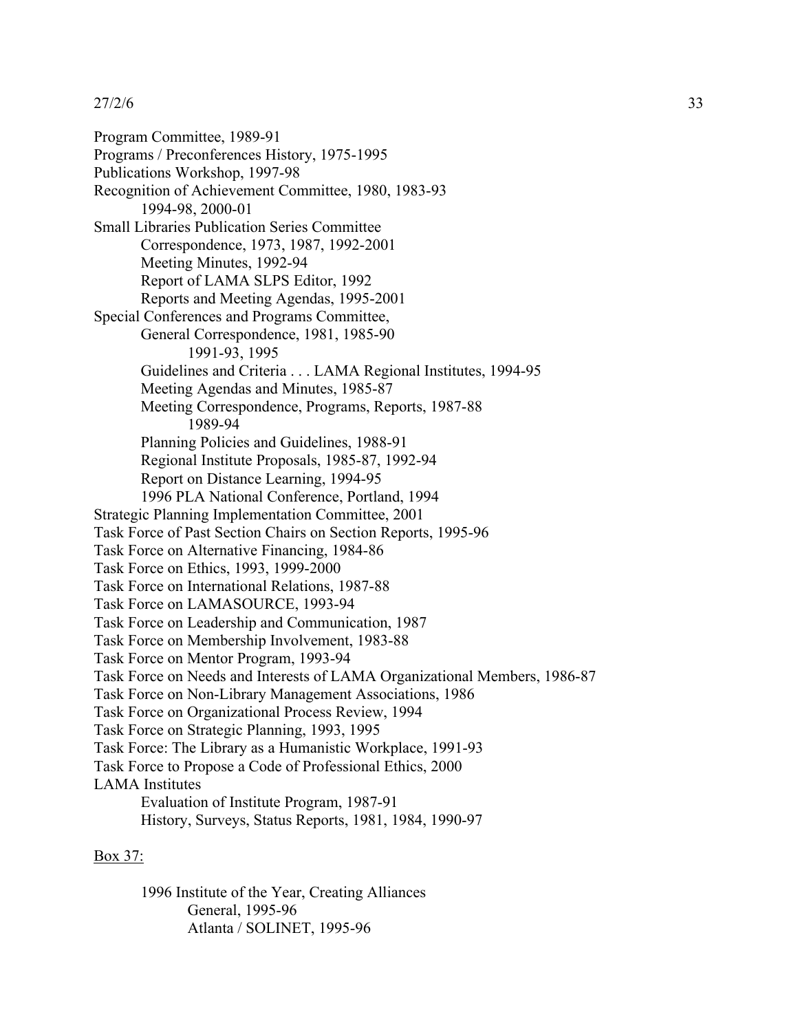Program Committee, 1989-91
Programs / Preconferences History, 1975-1995
Publications Workshop, 1997-98
Recognition of Achievement Committee, 1980, 1983-93
    1994-98, 2000-01
Small Libraries Publication Series Committee
    Correspondence, 1973, 1987, 1992-2001
    Meeting Minutes, 1992-94
    Report of LAMA SLPS Editor, 1992
    Reports and Meeting Agendas, 1995-2001
Special Conferences and Programs Committee,
    General Correspondence, 1981, 1985-90
        1991-93, 1995
    Guidelines and Criteria . . . LAMA Regional Institutes, 1994-95
    Meeting Agendas and Minutes, 1985-87
    Meeting Correspondence, Programs, Reports, 1987-88
        1989-94
    Planning Policies and Guidelines, 1988-91
    Regional Institute Proposals, 1985-87, 1992-94
    Report on Distance Learning, 1994-95
    1996 PLA National Conference, Portland, 1994
Strategic Planning Implementation Committee, 2001
Task Force of Past Section Chairs on Section Reports, 1995-96
Task Force on Alternative Financing, 1984-86
Task Force on Ethics, 1993, 1999-2000
Task Force on International Relations, 1987-88
Task Force on LAMASOURCE, 1993-94
Task Force on Leadership and Communication, 1987
Task Force on Membership Involvement, 1983-88
Task Force on Mentor Program, 1993-94
Task Force on Needs and Interests of LAMA Organizational Members, 1986-87
Task Force on Non-Library Management Associations, 1986
Task Force on Organizational Process Review, 1994
Task Force on Strategic Planning, 1993, 1995
Task Force: The Library as a Humanistic Workplace, 1991-93
Task Force to Propose a Code of Professional Ethics, 2000
LAMA Institutes
    Evaluation of Institute Program, 1987-91
    History, Surveys, Status Reports, 1981, 1984, 1990-97

Box 37:

    1996 Institute of the Year, Creating Alliances
        General, 1995-96
        Atlanta / SOLINET, 1995-96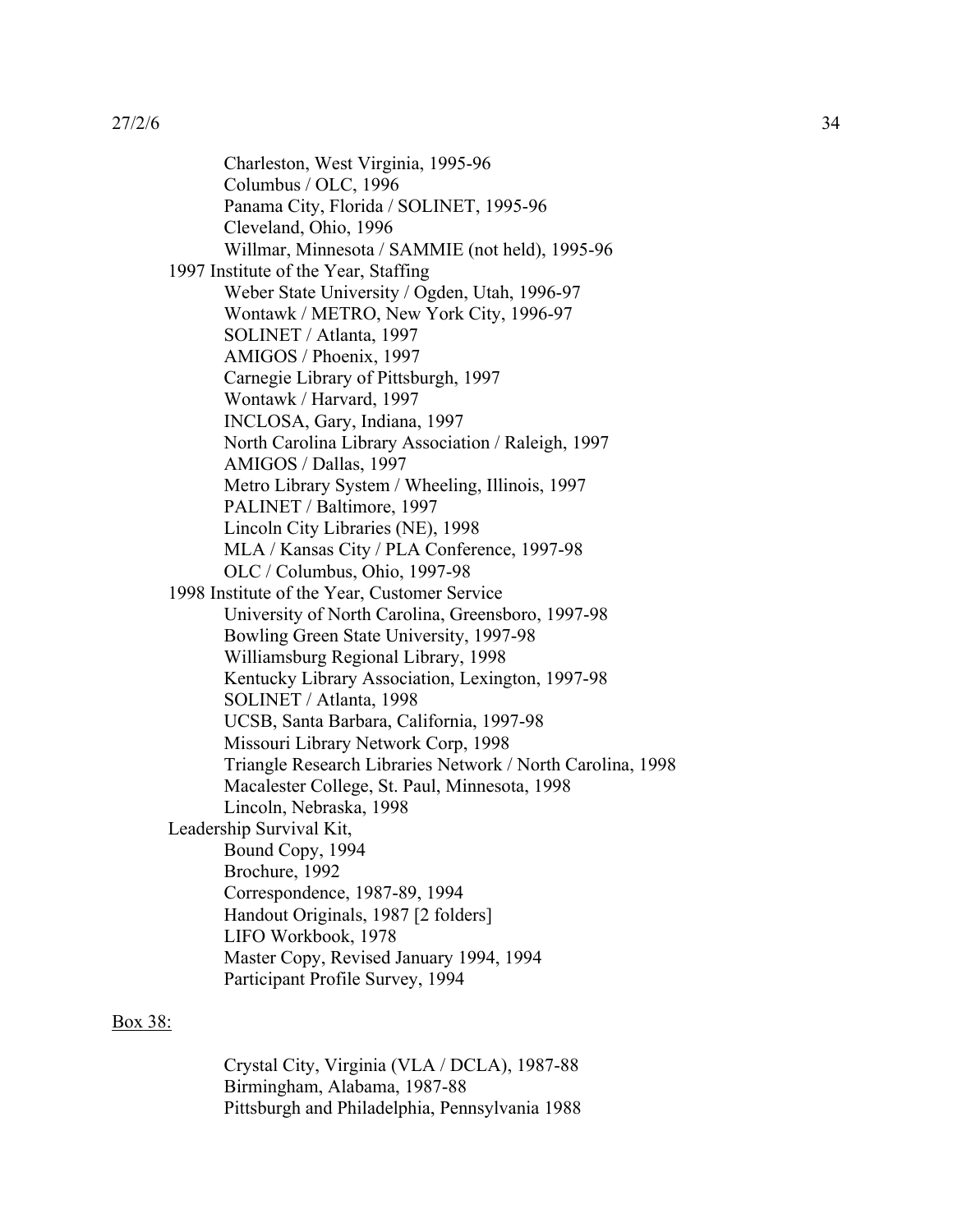- Charleston, West Virginia, 1995-96
  - Columbus / OLC, 1996
  - Panama City, Florida / SOLINET, 1995-96
  - Cleveland, Ohio, 1996
  - Willmar, Minnesota / SAMMIE (not held), 1995-96
- 1997 Institute of the Year, Staffing
  - Weber State University / Ogden, Utah, 1996-97
  - Wontawk / METRO, New York City, 1996-97
  - SOLINET / Atlanta, 1997
  - AMIGOS / Phoenix, 1997
  - Carnegie Library of Pittsburgh, 1997
  - Wontawk / Harvard, 1997
  - INCLOSA, Gary, Indiana, 1997
  - North Carolina Library Association / Raleigh, 1997
  - AMIGOS / Dallas, 1997
  - Metro Library System / Wheeling, Illinois, 1997
  - PALINET / Baltimore, 1997
  - Lincoln City Libraries (NE), 1998
  - MLA / Kansas City / PLA Conference, 1997-98
  - OLC / Columbus, Ohio, 1997-98
- 1998 Institute of the Year, Customer Service
  - University of North Carolina, Greensboro, 1997-98
  - Bowling Green State University, 1997-98
  - Williamsburg Regional Library, 1998
  - Kentucky Library Association, Lexington, 1997-98
  - SOLINET / Atlanta, 1998
  - UCSB, Santa Barbara, California, 1997-98
  - Missouri Library Network Corp, 1998
  - Triangle Research Libraries Network / North Carolina, 1998
  - Macalester College, St. Paul, Minnesota, 1998
  - Lincoln, Nebraska, 1998
- Leadership Survival Kit,
  - Bound Copy, 1994
  - Brochure, 1992
  - Correspondence, 1987-89, 1994
  - Handout Originals, 1987 [2 folders]
  - LIFO Workbook, 1978
  - Master Copy, Revised January 1994, 1994
  - Participant Profile Survey, 1994

<u>Box 38:</u>

- Crystal City, Virginia (VLA / DCLA), 1987-88
- Birmingham, Alabama, 1987-88
- Pittsburgh and Philadelphia, Pennsylvania 1988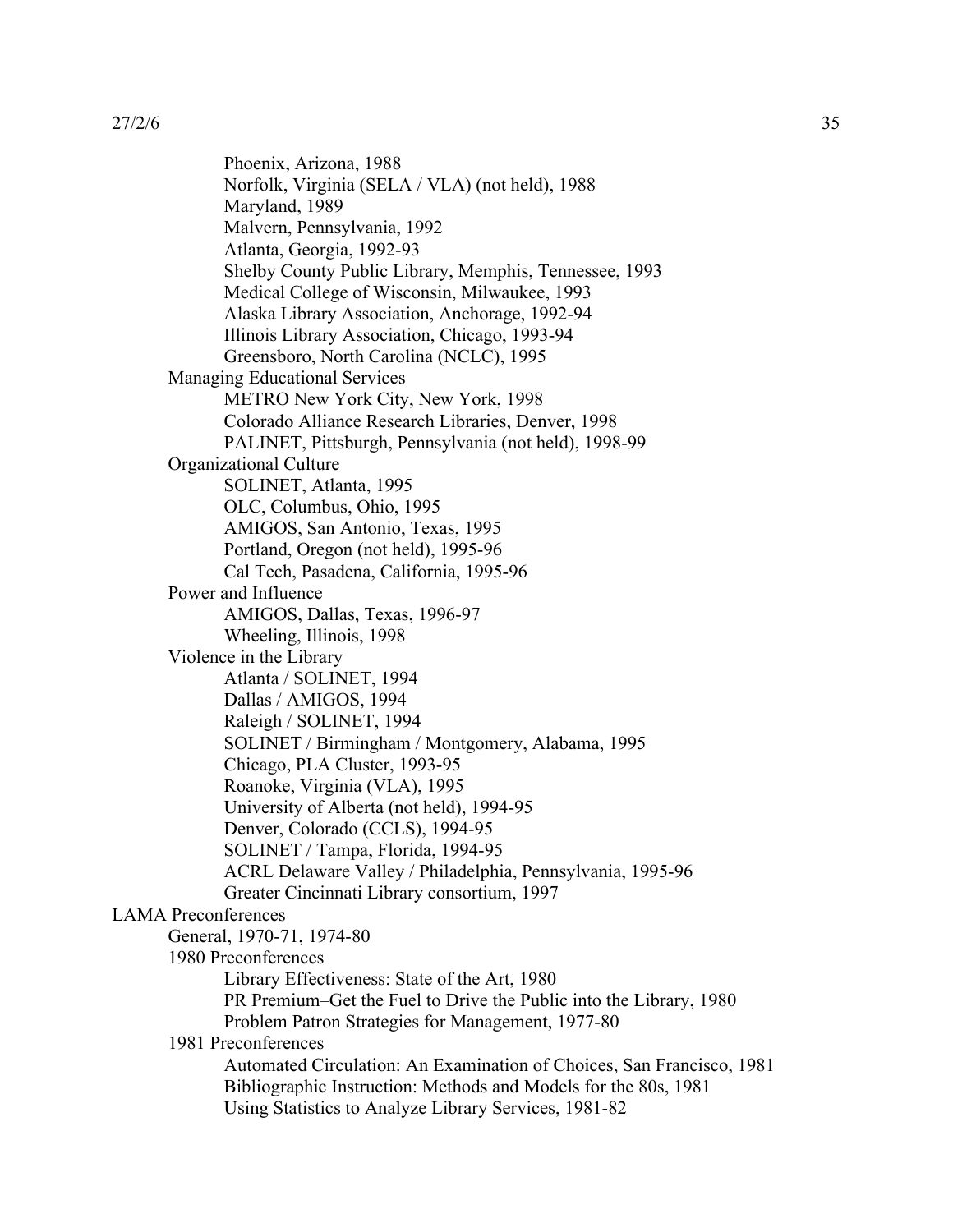Phoenix, Arizona, 1988
Norfolk, Virginia (SELA / VLA) (not held), 1988
Maryland, 1989
Malvern, Pennsylvania, 1992
Atlanta, Georgia, 1992-93
Shelby County Public Library, Memphis, Tennessee, 1993
Medical College of Wisconsin, Milwaukee, 1993
Alaska Library Association, Anchorage, 1992-94
Illinois Library Association, Chicago, 1993-94
Greensboro, North Carolina (NCLC), 1995

Managing Educational Services
- METRO New York City, New York, 1998
- Colorado Alliance Research Libraries, Denver, 1998
- PALINET, Pittsburgh, Pennsylvania (not held), 1998-99

Organizational Culture
- SOLINET, Atlanta, 1995
- OLC, Columbus, Ohio, 1995
- AMIGOS, San Antonio, Texas, 1995
- Portland, Oregon (not held), 1995-96
- Cal Tech, Pasadena, California, 1995-96

Power and Influence
- AMIGOS, Dallas, Texas, 1996-97
- Wheeling, Illinois, 1998

Violence in the Library
- Atlanta / SOLINET, 1994
- Dallas / AMIGOS, 1994
- Raleigh / SOLINET, 1994
- SOLINET / Birmingham / Montgomery, Alabama, 1995
- Chicago, PLA Cluster, 1993-95
- Roanoke, Virginia (VLA), 1995
- University of Alberta (not held), 1994-95
- Denver, Colorado (CCLS), 1994-95
- SOLINET / Tampa, Florida, 1994-95
- ACRL Delaware Valley / Philadelphia, Pennsylvania, 1995-96
- Greater Cincinnati Library consortium, 1997

LAMA Preconferences
- General, 1970-71, 1974-80
- 1980 Preconferences
  - Library Effectiveness: State of the Art, 1980
  - PR Premium–Get the Fuel to Drive the Public into the Library, 1980
  - Problem Patron Strategies for Management, 1977-80
- 1981 Preconferences
  - Automated Circulation: An Examination of Choices, San Francisco, 1981
  - Bibliographic Instruction: Methods and Models for the 80s, 1981
  - Using Statistics to Analyze Library Services, 1981-82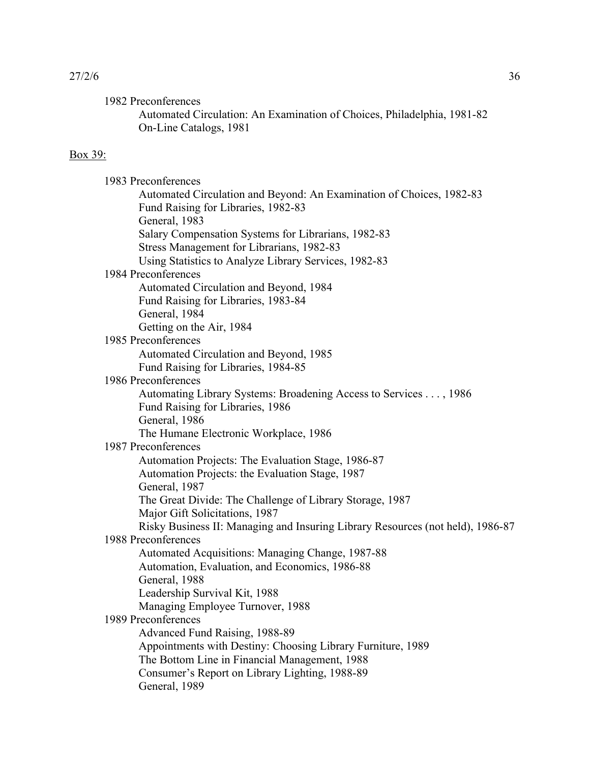1982 Preconferences
- Automated Circulation: An Examination of Choices, Philadelphia, 1981-82
- On-Line Catalogs, 1981

<u>Box 39:</u>

1983 Preconferences
- Automated Circulation and Beyond: An Examination of Choices, 1982-83
- Fund Raising for Libraries, 1982-83
- General, 1983
- Salary Compensation Systems for Librarians, 1982-83
- Stress Management for Librarians, 1982-83
- Using Statistics to Analyze Library Services, 1982-83

1984 Preconferences
- Automated Circulation and Beyond, 1984
- Fund Raising for Libraries, 1983-84
- General, 1984
- Getting on the Air, 1984

1985 Preconferences
- Automated Circulation and Beyond, 1985
- Fund Raising for Libraries, 1984-85

1986 Preconferences
- Automating Library Systems: Broadening Access to Services . . . , 1986
- Fund Raising for Libraries, 1986
- General, 1986
- The Humane Electronic Workplace, 1986

1987 Preconferences
- Automation Projects: The Evaluation Stage, 1986-87
- Automation Projects: the Evaluation Stage, 1987
- General, 1987
- The Great Divide: The Challenge of Library Storage, 1987
- Major Gift Solicitations, 1987
- Risky Business II: Managing and Insuring Library Resources (not held), 1986-87

1988 Preconferences
- Automated Acquisitions: Managing Change, 1987-88
- Automation, Evaluation, and Economics, 1986-88
- General, 1988
- Leadership Survival Kit, 1988
- Managing Employee Turnover, 1988

1989 Preconferences
- Advanced Fund Raising, 1988-89
- Appointments with Destiny: Choosing Library Furniture, 1989
- The Bottom Line in Financial Management, 1988
- Consumer's Report on Library Lighting, 1988-89
- General, 1989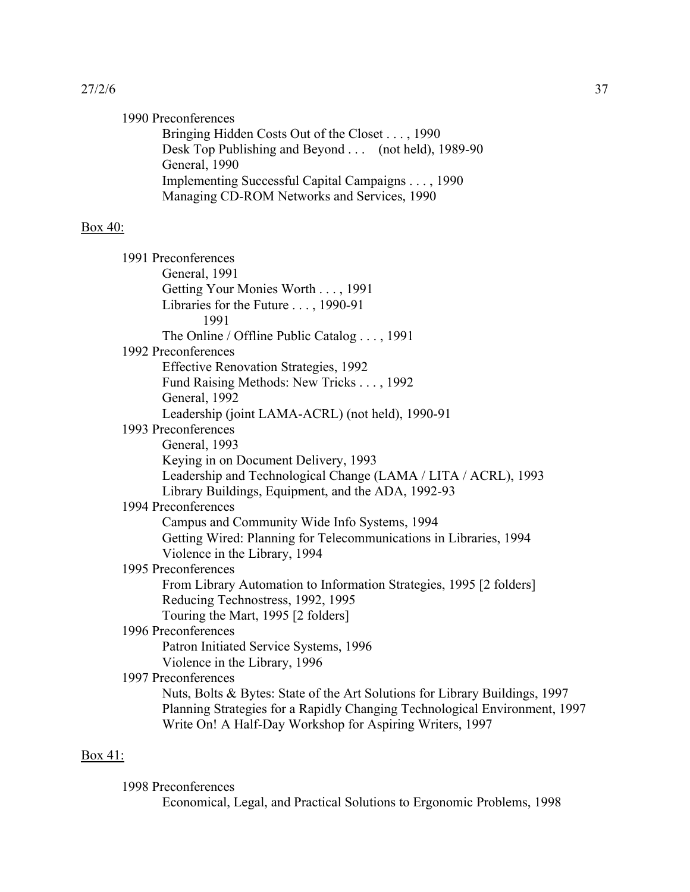1990 Preconferences
- Bringing Hidden Costs Out of the Closet . . . , 1990
- Desk Top Publishing and Beyond . . . (not held), 1989-90
- General, 1990
- Implementing Successful Capital Campaigns . . . , 1990
- Managing CD-ROM Networks and Services, 1990

<u>Box 40:</u>

1991 Preconferences
- General, 1991
- Getting Your Monies Worth . . . , 1991
- Libraries for the Future . . . , 1990-91
  - 1991
- The Online / Offline Public Catalog . . . , 1991

1992 Preconferences
- Effective Renovation Strategies, 1992
- Fund Raising Methods: New Tricks . . . , 1992
- General, 1992
- Leadership (joint LAMA-ACRL) (not held), 1990-91

1993 Preconferences
- General, 1993
- Keying in on Document Delivery, 1993
- Leadership and Technological Change (LAMA / LITA / ACRL), 1993
- Library Buildings, Equipment, and the ADA, 1992-93

1994 Preconferences
- Campus and Community Wide Info Systems, 1994
- Getting Wired: Planning for Telecommunications in Libraries, 1994
- Violence in the Library, 1994

1995 Preconferences
- From Library Automation to Information Strategies, 1995 [2 folders]
- Reducing Technostress, 1992, 1995
- Touring the Mart, 1995 [2 folders]

1996 Preconferences
- Patron Initiated Service Systems, 1996
- Violence in the Library, 1996

1997 Preconferences
- Nuts, Bolts & Bytes: State of the Art Solutions for Library Buildings, 1997
- Planning Strategies for a Rapidly Changing Technological Environment, 1997
- Write On! A Half-Day Workshop for Aspiring Writers, 1997

<u>Box 41:</u>

1998 Preconferences
- Economical, Legal, and Practical Solutions to Ergonomic Problems, 1998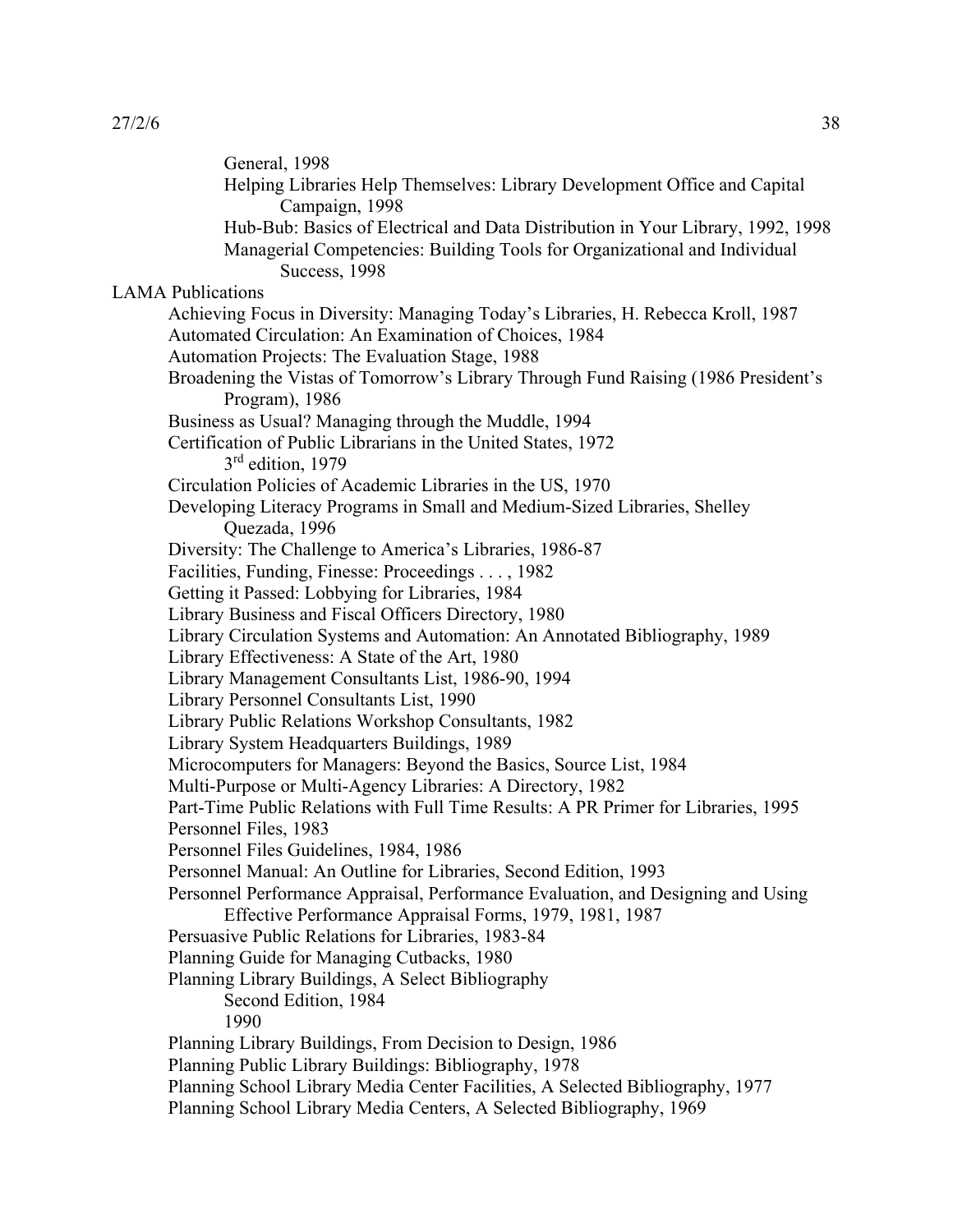General, 1998

Helping Libraries Help Themselves: Library Development Office and Capital Campaign, 1998

Hub-Bub: Basics of Electrical and Data Distribution in Your Library, 1992, 1998

Managerial Competencies: Building Tools for Organizational and Individual Success, 1998

LAMA Publications

- Achieving Focus in Diversity: Managing Today's Libraries, H. Rebecca Kroll, 1987
- Automated Circulation: An Examination of Choices, 1984
- Automation Projects: The Evaluation Stage, 1988
- Broadening the Vistas of Tomorrow's Library Through Fund Raising (1986 President's Program), 1986
- Business as Usual? Managing through the Muddle, 1994
- Certification of Public Librarians in the United States, 1972
  - 3rd edition, 1979
- Circulation Policies of Academic Libraries in the US, 1970
- Developing Literacy Programs in Small and Medium-Sized Libraries, Shelley Quezada, 1996
- Diversity: The Challenge to America's Libraries, 1986-87
- Facilities, Funding, Finesse: Proceedings . . . , 1982
- Getting it Passed: Lobbying for Libraries, 1984
- Library Business and Fiscal Officers Directory, 1980
- Library Circulation Systems and Automation: An Annotated Bibliography, 1989
- Library Effectiveness: A State of the Art, 1980
- Library Management Consultants List, 1986-90, 1994
- Library Personnel Consultants List, 1990
- Library Public Relations Workshop Consultants, 1982
- Library System Headquarters Buildings, 1989
- Microcomputers for Managers: Beyond the Basics, Source List, 1984
- Multi-Purpose or Multi-Agency Libraries: A Directory, 1982
- Part-Time Public Relations with Full Time Results: A PR Primer for Libraries, 1995
- Personnel Files, 1983
- Personnel Files Guidelines, 1984, 1986
- Personnel Manual: An Outline for Libraries, Second Edition, 1993
- Personnel Performance Appraisal, Performance Evaluation, and Designing and Using Effective Performance Appraisal Forms, 1979, 1981, 1987
- Persuasive Public Relations for Libraries, 1983-84
- Planning Guide for Managing Cutbacks, 1980
- Planning Library Buildings, A Select Bibliography
  - Second Edition, 1984
  - 1990
- Planning Library Buildings, From Decision to Design, 1986
- Planning Public Library Buildings: Bibliography, 1978
- Planning School Library Media Center Facilities, A Selected Bibliography, 1977
- Planning School Library Media Centers, A Selected Bibliography, 1969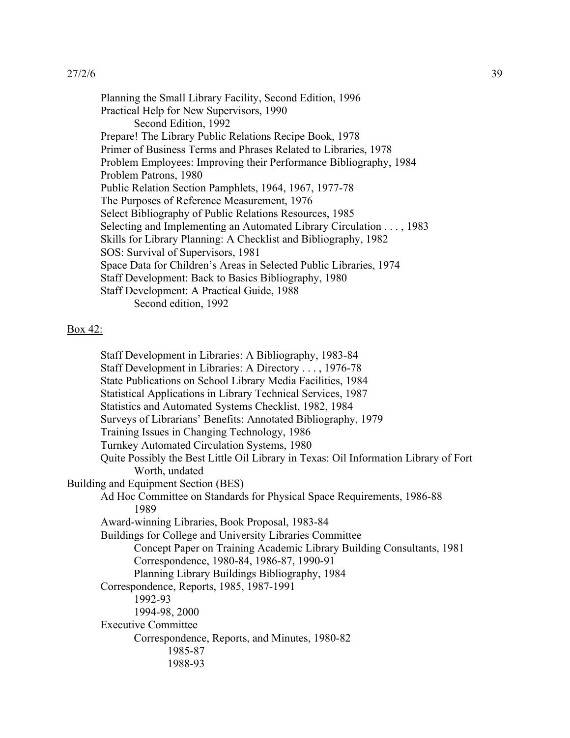Planning the Small Library Facility, Second Edition, 1996
Practical Help for New Supervisors, 1990
    Second Edition, 1992
Prepare! The Library Public Relations Recipe Book, 1978
Primer of Business Terms and Phrases Related to Libraries, 1978
Problem Employees: Improving their Performance Bibliography, 1984
Problem Patrons, 1980
Public Relation Section Pamphlets, 1964, 1967, 1977-78
The Purposes of Reference Measurement, 1976
Select Bibliography of Public Relations Resources, 1985
Selecting and Implementing an Automated Library Circulation . . . , 1983
Skills for Library Planning: A Checklist and Bibliography, 1982
SOS: Survival of Supervisors, 1981
Space Data for Children's Areas in Selected Public Libraries, 1974
Staff Development: Back to Basics Bibliography, 1980
Staff Development: A Practical Guide, 1988
    Second edition, 1992

<u>Box 42:</u>

Staff Development in Libraries: A Bibliography, 1983-84
Staff Development in Libraries: A Directory . . . , 1976-78
State Publications on School Library Media Facilities, 1984
Statistical Applications in Library Technical Services, 1987
Statistics and Automated Systems Checklist, 1982, 1984
Surveys of Librarians' Benefits: Annotated Bibliography, 1979
Training Issues in Changing Technology, 1986
Turnkey Automated Circulation Systems, 1980
Quite Possibly the Best Little Oil Library in Texas: Oil Information Library of Fort Worth, undated

Building and Equipment Section (BES)
- Ad Hoc Committee on Standards for Physical Space Requirements, 1986-88
    - 1989
- Award-winning Libraries, Book Proposal, 1983-84
- Buildings for College and University Libraries Committee
    - Concept Paper on Training Academic Library Building Consultants, 1981
    - Correspondence, 1980-84, 1986-87, 1990-91
    - Planning Library Buildings Bibliography, 1984
- Correspondence, Reports, 1985, 1987-1991
    - 1992-93
    - 1994-98, 2000
- Executive Committee
    - Correspondence, Reports, and Minutes, 1980-82
        - 1985-87
        - 1988-93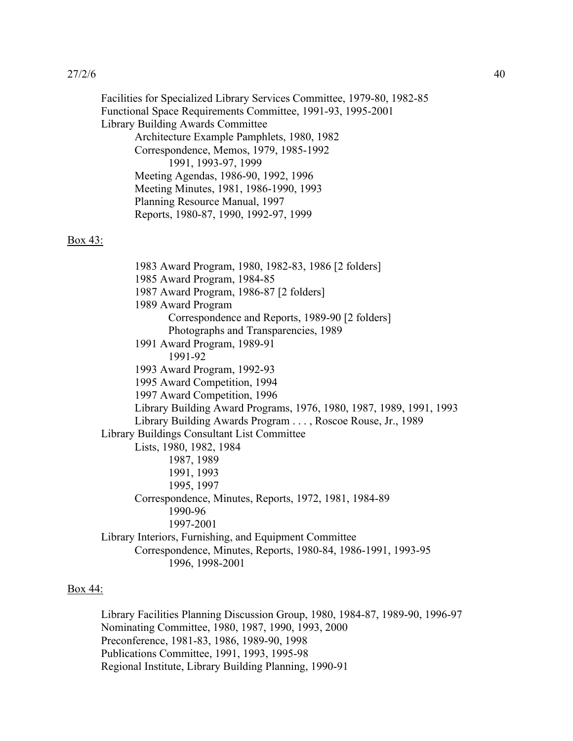Facilities for Specialized Library Services Committee, 1979-80, 1982-85
Functional Space Requirements Committee, 1991-93, 1995-2001
Library Building Awards Committee
    Architecture Example Pamphlets, 1980, 1982
    Correspondence, Memos, 1979, 1985-1992
        1991, 1993-97, 1999
    Meeting Agendas, 1986-90, 1992, 1996
    Meeting Minutes, 1981, 1986-1990, 1993
    Planning Resource Manual, 1997
    Reports, 1980-87, 1990, 1992-97, 1999

Box 43:

    1983 Award Program, 1980, 1982-83, 1986 [2 folders]
    1985 Award Program, 1984-85
    1987 Award Program, 1986-87 [2 folders]
    1989 Award Program
        Correspondence and Reports, 1989-90 [2 folders]
        Photographs and Transparencies, 1989
    1991 Award Program, 1989-91
        1991-92
    1993 Award Program, 1992-93
    1995 Award Competition, 1994
    1997 Award Competition, 1996
    Library Building Award Programs, 1976, 1980, 1987, 1989, 1991, 1993
    Library Building Awards Program . . . , Roscoe Rouse, Jr., 1989
Library Buildings Consultant List Committee
    Lists, 1980, 1982, 1984
        1987, 1989
        1991, 1993
        1995, 1997
    Correspondence, Minutes, Reports, 1972, 1981, 1984-89
        1990-96
        1997-2001
Library Interiors, Furnishing, and Equipment Committee
    Correspondence, Minutes, Reports, 1980-84, 1986-1991, 1993-95
        1996, 1998-2001

Box 44:

Library Facilities Planning Discussion Group, 1980, 1984-87, 1989-90, 1996-97
Nominating Committee, 1980, 1987, 1990, 1993, 2000
Preconference, 1981-83, 1986, 1989-90, 1998
Publications Committee, 1991, 1993, 1995-98
Regional Institute, Library Building Planning, 1990-91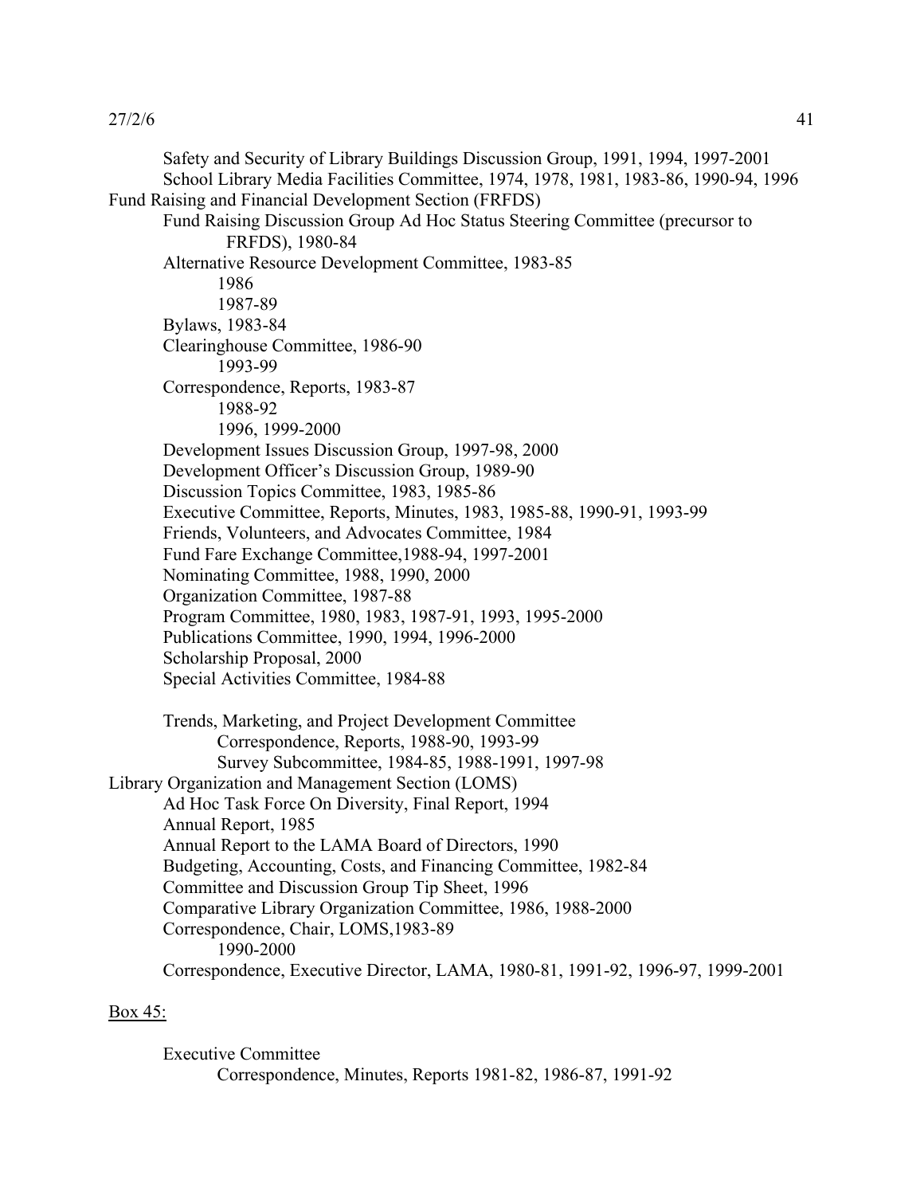Safety and Security of Library Buildings Discussion Group, 1991, 1994, 1997-2001
School Library Media Facilities Committee, 1974, 1978, 1981, 1983-86, 1990-94, 1996

Fund Raising and Financial Development Section (FRFDS)

- Fund Raising Discussion Group Ad Hoc Status Steering Committee (precursor to FRFDS), 1980-84
- Alternative Resource Development Committee, 1983-85
  - 1986
  - 1987-89
- Bylaws, 1983-84
- Clearinghouse Committee, 1986-90
  - 1993-99
- Correspondence, Reports, 1983-87
  - 1988-92
  - 1996, 1999-2000
- Development Issues Discussion Group, 1997-98, 2000
- Development Officer's Discussion Group, 1989-90
- Discussion Topics Committee, 1983, 1985-86
- Executive Committee, Reports, Minutes, 1983, 1985-88, 1990-91, 1993-99
- Friends, Volunteers, and Advocates Committee, 1984
- Fund Fare Exchange Committee,1988-94, 1997-2001
- Nominating Committee, 1988, 1990, 2000
- Organization Committee, 1987-88
- Program Committee, 1980, 1983, 1987-91, 1993, 1995-2000
- Publications Committee, 1990, 1994, 1996-2000
- Scholarship Proposal, 2000
- Special Activities Committee, 1984-88
- Trends, Marketing, and Project Development Committee
  - Correspondence, Reports, 1988-90, 1993-99
  - Survey Subcommittee, 1984-85, 1988-1991, 1997-98

Library Organization and Management Section (LOMS)

- Ad Hoc Task Force On Diversity, Final Report, 1994
- Annual Report, 1985
- Annual Report to the LAMA Board of Directors, 1990
- Budgeting, Accounting, Costs, and Financing Committee, 1982-84
- Committee and Discussion Group Tip Sheet, 1996
- Comparative Library Organization Committee, 1986, 1988-2000
- Correspondence, Chair, LOMS,1983-89
  - 1990-2000
- Correspondence, Executive Director, LAMA, 1980-81, 1991-92, 1996-97, 1999-2001

<u>Box 45:</u>

- Executive Committee
  - Correspondence, Minutes, Reports 1981-82, 1986-87, 1991-92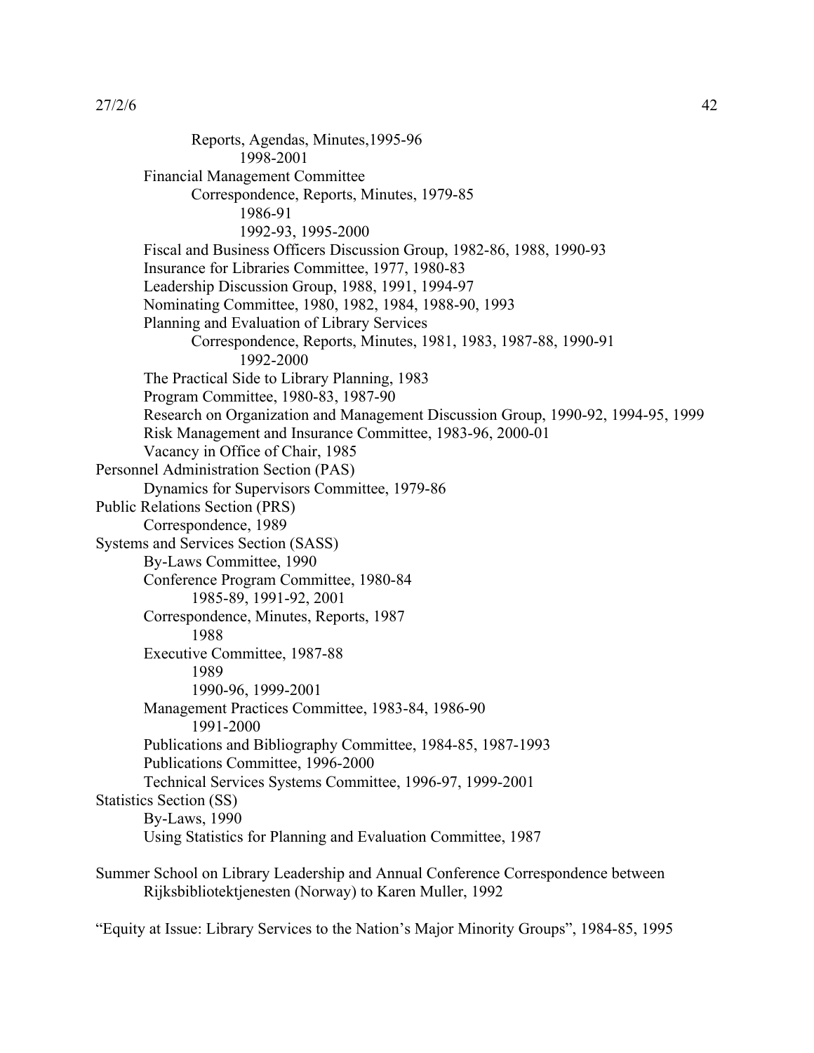Reports, Agendas, Minutes,1995-96
                1998-2001
        Financial Management Committee
            Correspondence, Reports, Minutes, 1979-85
                1986-91
                1992-93, 1995-2000
        Fiscal and Business Officers Discussion Group, 1982-86, 1988, 1990-93
        Insurance for Libraries Committee, 1977, 1980-83
        Leadership Discussion Group, 1988, 1991, 1994-97
        Nominating Committee, 1980, 1982, 1984, 1988-90, 1993
        Planning and Evaluation of Library Services
            Correspondence, Reports, Minutes, 1981, 1983, 1987-88, 1990-91
                1992-2000
        The Practical Side to Library Planning, 1983
        Program Committee, 1980-83, 1987-90
        Research on Organization and Management Discussion Group, 1990-92, 1994-95, 1999
        Risk Management and Insurance Committee, 1983-96, 2000-01
        Vacancy in Office of Chair, 1985
Personnel Administration Section (PAS)
        Dynamics for Supervisors Committee, 1979-86
Public Relations Section (PRS)
        Correspondence, 1989
Systems and Services Section (SASS)
        By-Laws Committee, 1990
        Conference Program Committee, 1980-84
            1985-89, 1991-92, 2001
        Correspondence, Minutes, Reports, 1987
            1988
        Executive Committee, 1987-88
            1989
            1990-96, 1999-2001
        Management Practices Committee, 1983-84, 1986-90
            1991-2000
        Publications and Bibliography Committee, 1984-85, 1987-1993
        Publications Committee, 1996-2000
        Technical Services Systems Committee, 1996-97, 1999-2001
Statistics Section (SS)
        By-Laws, 1990
        Using Statistics for Planning and Evaluation Committee, 1987

Summer School on Library Leadership and Annual Conference Correspondence between
        Rijksbibliotektjenesten (Norway) to Karen Muller, 1992

"Equity at Issue: Library Services to the Nation's Major Minority Groups", 1984-85, 1995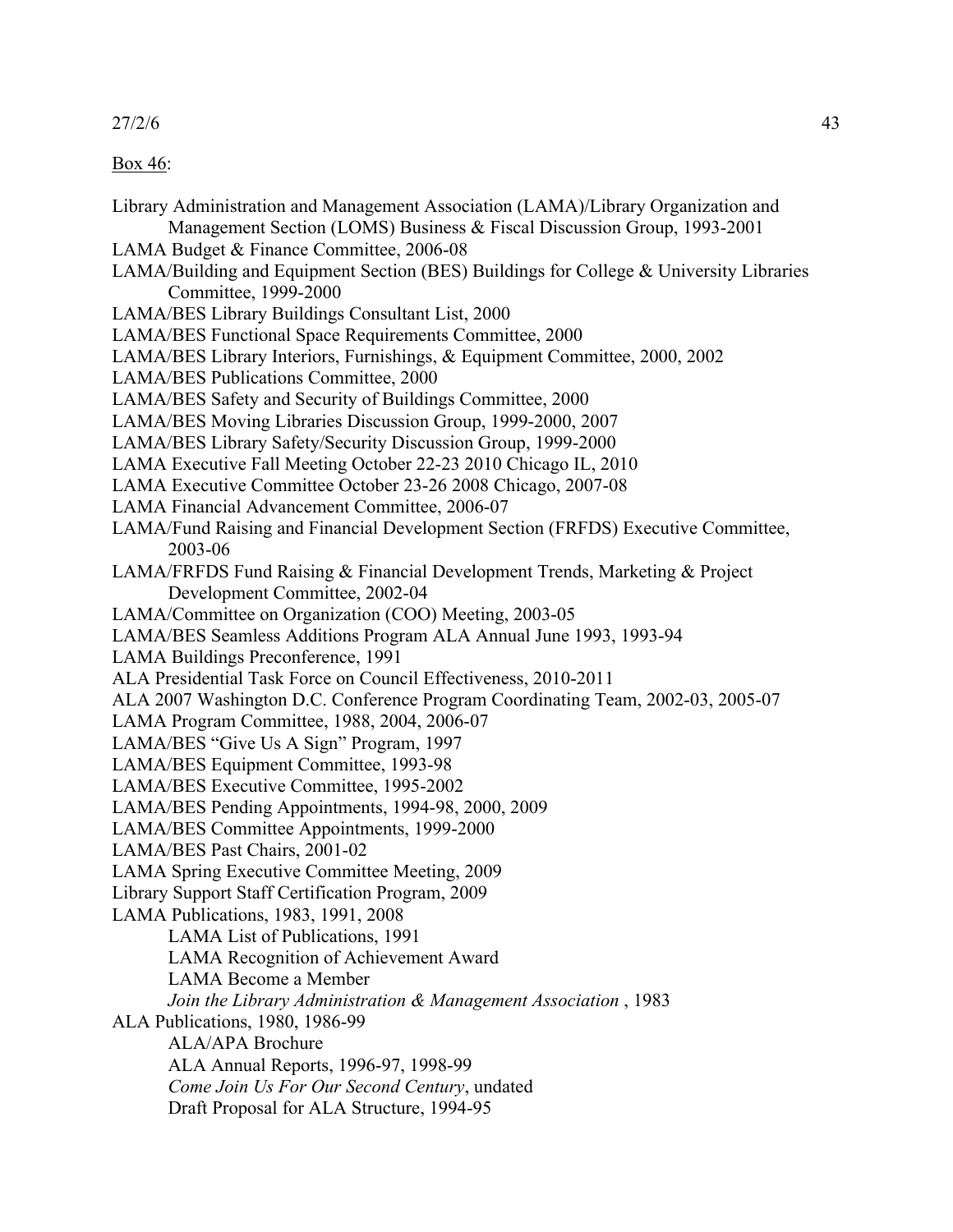Box 46:

Library Administration and Management Association (LAMA)/Library Organization and Management Section (LOMS) Business & Fiscal Discussion Group, 1993-2001
LAMA Budget & Finance Committee, 2006-08
LAMA/Building and Equipment Section (BES) Buildings for College & University Libraries Committee, 1999-2000
LAMA/BES Library Buildings Consultant List, 2000
LAMA/BES Functional Space Requirements Committee, 2000
LAMA/BES Library Interiors, Furnishings, & Equipment Committee, 2000, 2002
LAMA/BES Publications Committee, 2000
LAMA/BES Safety and Security of Buildings Committee, 2000
LAMA/BES Moving Libraries Discussion Group, 1999-2000, 2007
LAMA/BES Library Safety/Security Discussion Group, 1999-2000
LAMA Executive Fall Meeting October 22-23 2010 Chicago IL, 2010
LAMA Executive Committee October 23-26 2008 Chicago, 2007-08
LAMA Financial Advancement Committee, 2006-07
LAMA/Fund Raising and Financial Development Section (FRFDS) Executive Committee, 2003-06
LAMA/FRFDS Fund Raising & Financial Development Trends, Marketing & Project Development Committee, 2002-04
LAMA/Committee on Organization (COO) Meeting, 2003-05
LAMA/BES Seamless Additions Program ALA Annual June 1993, 1993-94
LAMA Buildings Preconference, 1991
ALA Presidential Task Force on Council Effectiveness, 2010-2011
ALA 2007 Washington D.C. Conference Program Coordinating Team, 2002-03, 2005-07
LAMA Program Committee, 1988, 2004, 2006-07
LAMA/BES "Give Us A Sign" Program, 1997
LAMA/BES Equipment Committee, 1993-98
LAMA/BES Executive Committee, 1995-2002
LAMA/BES Pending Appointments, 1994-98, 2000, 2009
LAMA/BES Committee Appointments, 1999-2000
LAMA/BES Past Chairs, 2001-02
LAMA Spring Executive Committee Meeting, 2009
Library Support Staff Certification Program, 2009
LAMA Publications, 1983, 1991, 2008
    LAMA List of Publications, 1991
    LAMA Recognition of Achievement Award
    LAMA Become a Member
    *Join the Library Administration & Management Association* , 1983
ALA Publications, 1980, 1986-99
    ALA/APA Brochure
    ALA Annual Reports, 1996-97, 1998-99
    *Come Join Us For Our Second Century*, undated
    Draft Proposal for ALA Structure, 1994-95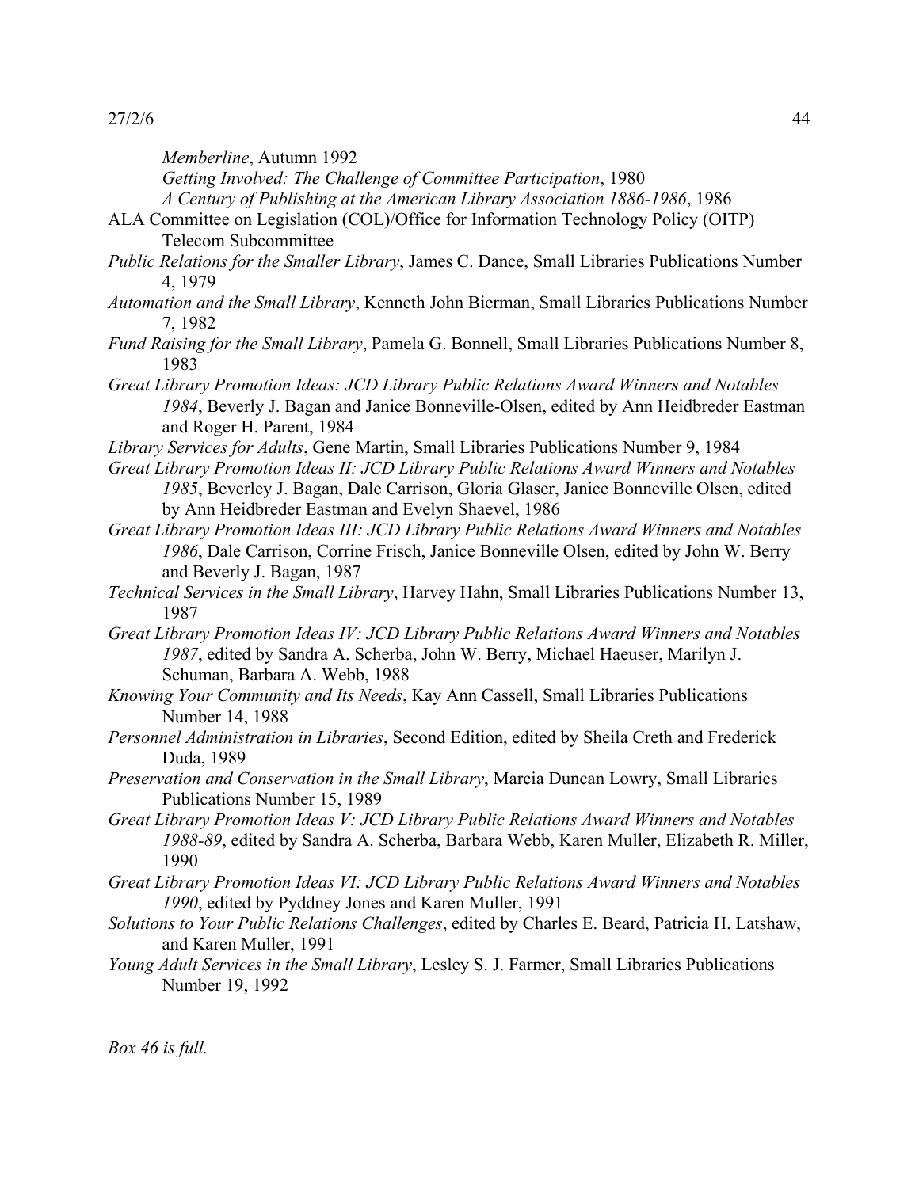*Memberline*, Autumn 1992

*Getting Involved: The Challenge of Committee Participation*, 1980

*A Century of Publishing at the American Library Association 1886-1986*, 1986

ALA Committee on Legislation (COL)/Office for Information Technology Policy (OITP) Telecom Subcommittee

*Public Relations for the Smaller Library*, James C. Dance, Small Libraries Publications Number 4, 1979

*Automation and the Small Library*, Kenneth John Bierman, Small Libraries Publications Number 7, 1982

*Fund Raising for the Small Library*, Pamela G. Bonnell, Small Libraries Publications Number 8, 1983

*Great Library Promotion Ideas: JCD Library Public Relations Award Winners and Notables 1984*, Beverly J. Bagan and Janice Bonneville-Olsen, edited by Ann Heidbreder Eastman and Roger H. Parent, 1984

*Library Services for Adults*, Gene Martin, Small Libraries Publications Number 9, 1984

*Great Library Promotion Ideas II: JCD Library Public Relations Award Winners and Notables 1985*, Beverley J. Bagan, Dale Carrison, Gloria Glaser, Janice Bonneville Olsen, edited by Ann Heidbreder Eastman and Evelyn Shaevel, 1986

*Great Library Promotion Ideas III: JCD Library Public Relations Award Winners and Notables 1986*, Dale Carrison, Corrine Frisch, Janice Bonneville Olsen, edited by John W. Berry and Beverly J. Bagan, 1987

*Technical Services in the Small Library*, Harvey Hahn, Small Libraries Publications Number 13, 1987

*Great Library Promotion Ideas IV: JCD Library Public Relations Award Winners and Notables 1987*, edited by Sandra A. Scherba, John W. Berry, Michael Haeuser, Marilyn J. Schuman, Barbara A. Webb, 1988

*Knowing Your Community and Its Needs*, Kay Ann Cassell, Small Libraries Publications Number 14, 1988

*Personnel Administration in Libraries*, Second Edition, edited by Sheila Creth and Frederick Duda, 1989

*Preservation and Conservation in the Small Library*, Marcia Duncan Lowry, Small Libraries Publications Number 15, 1989

*Great Library Promotion Ideas V: JCD Library Public Relations Award Winners and Notables 1988-89*, edited by Sandra A. Scherba, Barbara Webb, Karen Muller, Elizabeth R. Miller, 1990

*Great Library Promotion Ideas VI: JCD Library Public Relations Award Winners and Notables 1990*, edited by Pyddney Jones and Karen Muller, 1991

*Solutions to Your Public Relations Challenges*, edited by Charles E. Beard, Patricia H. Latshaw, and Karen Muller, 1991

*Young Adult Services in the Small Library*, Lesley S. J. Farmer, Small Libraries Publications Number 19, 1992

*Box 46 is full.*